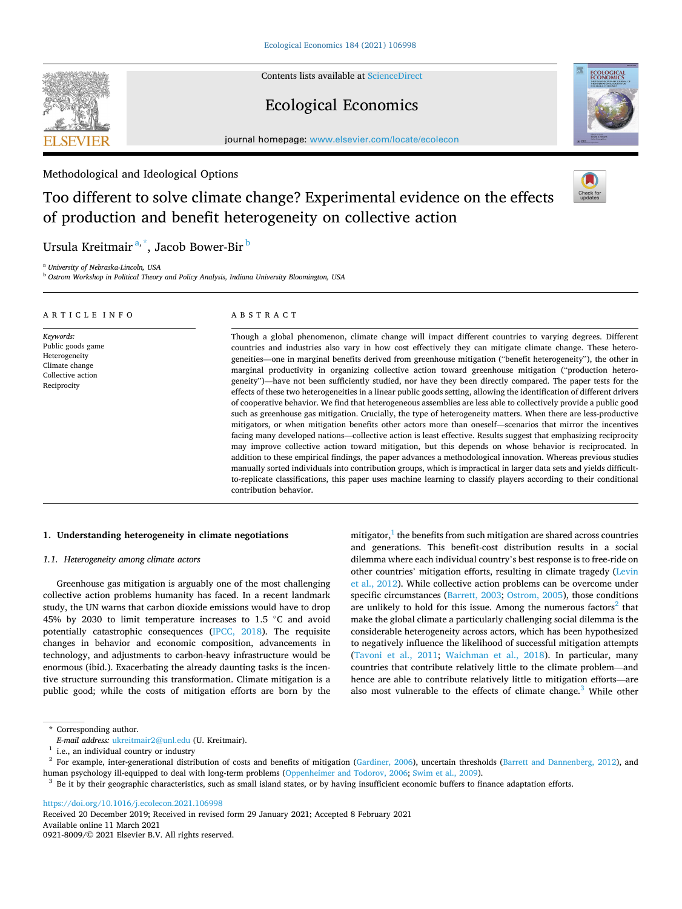Methodological and Ideological Options

# Too different to solve climate change? Experimental evidence on the effects of production and benefit heterogeneity on collective action

Ursula Kreitmair[a,*], Jacob Bower-Bir[b]

[a] University of Nebraska-Lincoln, USA

[b] Ostrom Workshop in Political Theory and Policy Analysis, Indiana University Bloomington, USA

ARTICLE INFO

*Keywords:*
Public goods game
Heterogeneity
Climate change
Collective action
Reciprocity

ABSTRACT

Though a global phenomenon, climate change will impact different countries to varying degrees. Different countries and industries also vary in how cost effectively they can mitigate climate change. These heterogeneities—one in marginal benefits derived from greenhouse mitigation ("benefit heterogeneity"), the other in marginal productivity in organizing collective action toward greenhouse mitigation ("production heterogeneity")—have not been sufficiently studied, nor have they been directly compared. The paper tests for the effects of these two heterogeneities in a linear public goods setting, allowing the identification of different drivers of cooperative behavior. We find that heterogeneous assemblies are less able to collectively provide a public good such as greenhouse gas mitigation. Crucially, the type of heterogeneity matters. When there are less-productive mitigators, or when mitigation benefits other actors more than oneself—scenarios that mirror the incentives facing many developed nations—collective action is least effective. Results suggest that emphasizing reciprocity may improve collective action toward mitigation, but this depends on whose behavior is reciprocated. In addition to these empirical findings, the paper advances a methodological innovation. Whereas previous studies manually sorted individuals into contribution groups, which is impractical in larger data sets and yields difficult-to-replicate classifications, this paper uses machine learning to classify players according to their conditional contribution behavior.

## 1. Understanding heterogeneity in climate negotiations

### 1.1. Heterogeneity among climate actors

Greenhouse gas mitigation is arguably one of the most challenging collective action problems humanity has faced. In a recent landmark study, the UN warns that carbon dioxide emissions would have to drop 45% by 2030 to limit temperature increases to 1.5 °C and avoid potentially catastrophic consequences (IPCC, 2018). The requisite changes in behavior and economic composition, advancements in technology, and adjustments to carbon-heavy infrastructure would be enormous (ibid.). Exacerbating the already daunting tasks is the incentive structure surrounding this transformation. Climate mitigation is a public good; while the costs of mitigation efforts are born by the mitigator,[1] the benefits from such mitigation are shared across countries and generations. This benefit-cost distribution results in a social dilemma where each individual country's best response is to free-ride on other countries' mitigation efforts, resulting in climate tragedy (Levin et al., 2012). While collective action problems can be overcome under specific circumstances (Barrett, 2003; Ostrom, 2005), those conditions are unlikely to hold for this issue. Among the numerous factors[2] that make the global climate a particularly challenging social dilemma is the considerable heterogeneity across actors, which has been hypothesized to negatively influence the likelihood of successful mitigation attempts (Tavoni et al., 2011; Waichman et al., 2018). In particular, many countries that contribute relatively little to the climate problem—and hence are able to contribute relatively little to mitigation efforts—are also most vulnerable to the effects of climate change.[3] While other

\* Corresponding author.
*E-mail address:* ukreitmair2@unl.edu (U. Kreitmair).

[1] i.e., an individual country or industry

[2] For example, inter-generational distribution of costs and benefits of mitigation (Gardiner, 2006), uncertain thresholds (Barrett and Dannenberg, 2012), and human psychology ill-equipped to deal with long-term problems (Oppenheimer and Todorov, 2006; Swim et al., 2009).

[3] Be it by their geographic characteristics, such as small island states, or by having insufficient economic buffers to finance adaptation efforts.

https://doi.org/10.1016/j.ecolecon.2021.106998
Received 20 December 2019; Received in revised form 29 January 2021; Accepted 8 February 2021
Available online 11 March 2021
0921-8009/© 2021 Elsevier B.V. All rights reserved.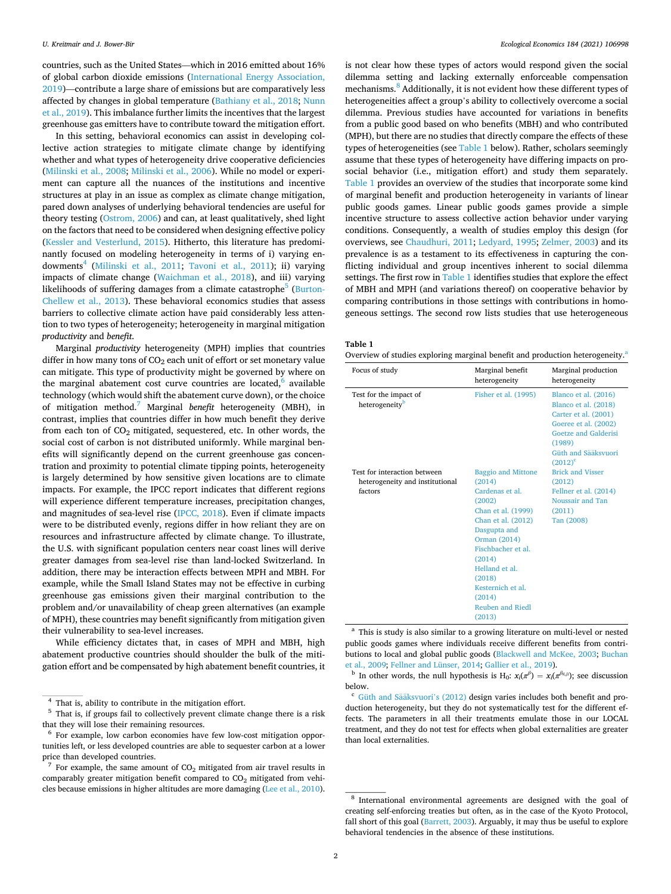countries, such as the United States—which in 2016 emitted about 16% of global carbon dioxide emissions (International Energy Association, 2019)—contribute a large share of emissions but are comparatively less affected by changes in global temperature (Bathiany et al., 2018; Nunn et al., 2019). This imbalance further limits the incentives that the largest greenhouse gas emitters have to contribute toward the mitigation effort.

In this setting, behavioral economics can assist in developing collective action strategies to mitigate climate change by identifying whether and what types of heterogeneity drive cooperative deficiencies (Milinski et al., 2008; Milinski et al., 2006). While no model or experiment can capture all the nuances of the institutions and incentive structures at play in an issue as complex as climate change mitigation, pared down analyses of underlying behavioral tendencies are useful for theory testing (Ostrom, 2006) and can, at least qualitatively, shed light on the factors that need to be considered when designing effective policy (Kessler and Vesterlund, 2015). Hitherto, this literature has predominantly focused on modeling heterogeneity in terms of i) varying endowments[4] (Milinski et al., 2011; Tavoni et al., 2011); ii) varying impacts of climate change (Waichman et al., 2018), and iii) varying likelihoods of suffering damages from a climate catastrophe[5] (Burton-Chellew et al., 2013). These behavioral economics studies that assess barriers to collective climate action have paid considerably less attention to two types of heterogeneity; heterogeneity in marginal mitigation *productivity* and *benefit*.

Marginal *productivity* heterogeneity (MPH) implies that countries differ in how many tons of $CO_2$ each unit of effort or set monetary value can mitigate. This type of productivity might be governed by where on the marginal abatement cost curve countries are located,[6] available technology (which would shift the abatement curve down), or the choice of mitigation method.[7] Marginal *benefit* heterogeneity (MBH), in contrast, implies that countries differ in how much benefit they derive from each ton of $CO_2$ mitigated, sequestered, etc. In other words, the social cost of carbon is not distributed uniformly. While marginal benefits will significantly depend on the current greenhouse gas concentration and proximity to potential climate tipping points, heterogeneity is largely determined by how sensitive given locations are to climate impacts. For example, the IPCC report indicates that different regions will experience different temperature increases, precipitation changes, and magnitudes of sea-level rise (IPCC, 2018). Even if climate impacts were to be distributed evenly, regions differ in how reliant they are on resources and infrastructure affected by climate change. To illustrate, the U.S. with significant population centers near coast lines will derive greater damages from sea-level rise than land-locked Switzerland. In addition, there may be interaction effects between MPH and MBH. For example, while the Small Island States may not be effective in curbing greenhouse gas emissions given their marginal contribution to the problem and/or unavailability of cheap green alternatives (an example of MPH), these countries may benefit significantly from mitigation given their vulnerability to sea-level increases.

While efficiency dictates that, in cases of MPH and MBH, high abatement productive countries should shoulder the bulk of the mitigation effort and be compensated by high abatement benefit countries, it is not clear how these types of actors would respond given the social dilemma setting and lacking externally enforceable compensation mechanisms.[8] Additionally, it is not evident how these different types of heterogeneities affect a group's ability to collectively overcome a social dilemma. Previous studies have accounted for variations in benefits from a public good based on who benefits (MBH) and who contributed (MPH), but there are no studies that directly compare the effects of these types of heterogeneities (see Table 1 below). Rather, scholars seemingly assume that these types of heterogeneity have differing impacts on prosocial behavior (i.e., mitigation effort) and study them separately. Table 1 provides an overview of the studies that incorporate some kind of marginal benefit and production heterogeneity in variants of linear public goods games. Linear public goods games provide a simple incentive structure to assess collective action behavior under varying conditions. Consequently, a wealth of studies employ this design (for overviews, see Chaudhuri, 2011; Ledyard, 1995; Zelmer, 2003) and its prevalence is as a testament to its effectiveness in capturing the conflicting individual and group incentives inherent to social dilemma settings. The first row in Table 1 identifies studies that explore the effect of MBH and MPH (and variations thereof) on cooperative behavior by comparing contributions in those settings with contributions in homogeneous settings. The second row lists studies that use heterogeneous

**Table 1**
Overview of studies exploring marginal benefit and production heterogeneity.[a]

| Focus of study | Marginal benefit heterogeneity | Marginal production heterogeneity |
|---|---|---|
| Test for the impact of heterogeneity[b] | Fisher et al. (1995) | Blanco et al. (2016)<br>Blanco et al. (2018)<br>Carter et al. (2001)<br>Goeree et al. (2002)<br>Goetze and Galderisi (1989)<br>Güth and Sääksvuori (2012)[c] |
| Test for interaction between heterogeneity and institutional factors | Baggio and Mittone (2014)<br>Cardenas et al. (2002)<br>Chan et al. (1999)<br>Chan et al. (2012)<br>Dasgupta and Orman (2014)<br>Fischbacher et al. (2014)<br>Helland et al. (2018)<br>Kesternich et al. (2014)<br>Reuben and Riedl (2013) | Brick and Visser (2012)<br>Fellner et al. (2014)<br>Noussair and Tan (2011)<br>Tan (2008) |

[a] This is study is also similar to a growing literature on multi-level or nested public goods games where individuals receive different benefits from contributions to local and global public goods (Blackwell and McKee, 2003; Buchan et al., 2009; Fellner and Lünser, 2014; Gallier et al., 2019).

[b] In other words, the null hypothesis is H$_0$: $x_i(\pi^{\beta}) = x_i(\pi^{\beta_{ig,\theta}})$; see discussion below.

[c] Güth and Sääksvuori's (2012) design varies includes both benefit and production heterogeneity, but they do not systematically test for the different effects. The parameters in all their treatments emulate those in our LOCAL treatment, and they do not test for effects when global externalities are greater than local externalities.

[4] That is, ability to contribute in the mitigation effort.

[5] That is, if groups fail to collectively prevent climate change there is a risk that they will lose their remaining resources.

[6] For example, low carbon economies have few low-cost mitigation opportunities left, or less developed countries are able to sequester carbon at a lower price than developed countries.

[7] For example, the same amount of $CO_2$ mitigated from air travel results in comparably greater mitigation benefit compared to $CO_2$ mitigated from vehicles because emissions in higher altitudes are more damaging (Lee et al., 2010).

[8] International environmental agreements are designed with the goal of creating self-enforcing treaties but often, as in the case of the Kyoto Protocol, fall short of this goal (Barrett, 2003). Arguably, it may thus be useful to explore behavioral tendencies in the absence of these institutions.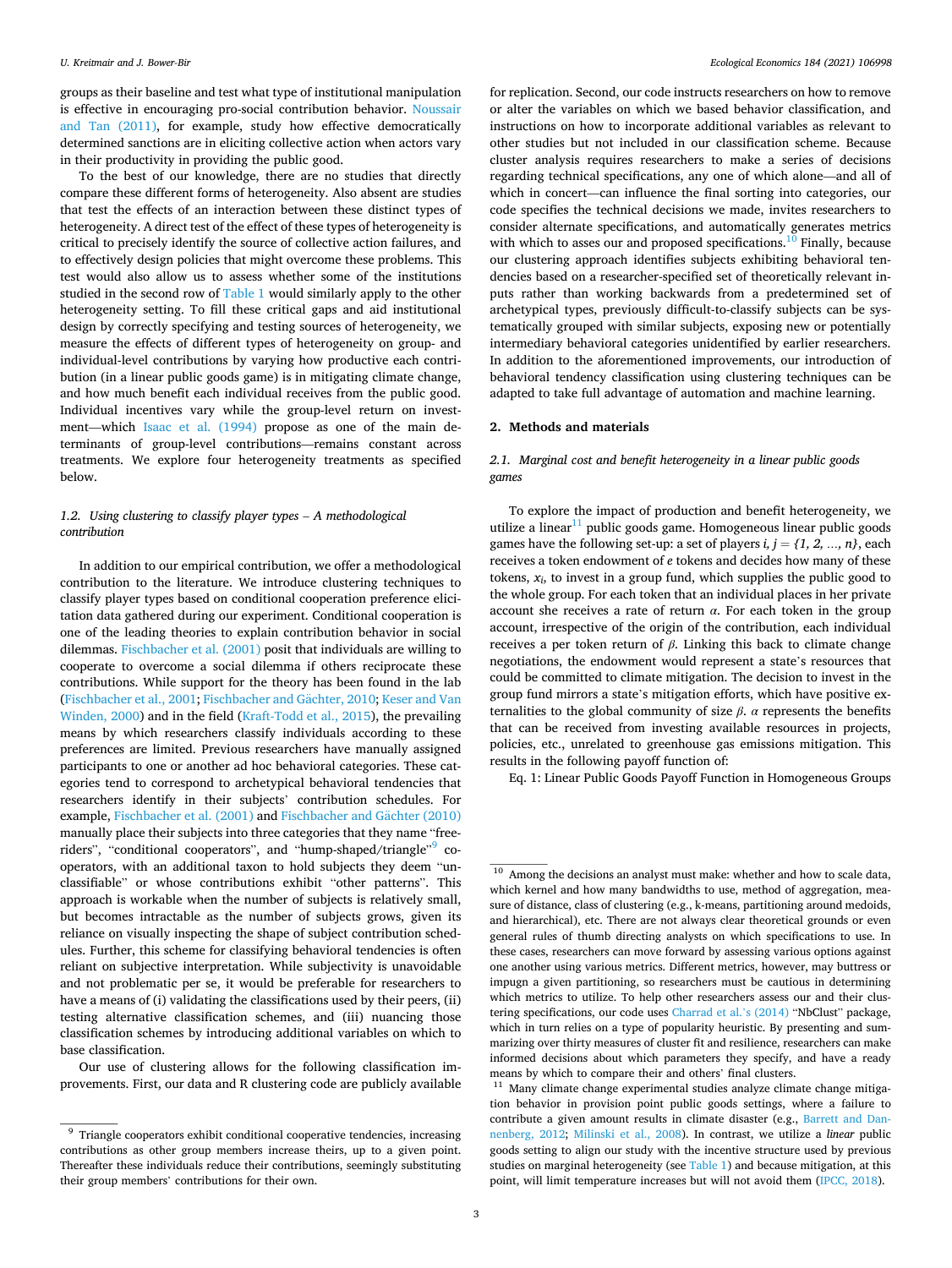groups as their baseline and test what type of institutional manipulation is effective in encouraging pro-social contribution behavior. Noussair and Tan (2011), for example, study how effective democratically determined sanctions are in eliciting collective action when actors vary in their productivity in providing the public good.

To the best of our knowledge, there are no studies that directly compare these different forms of heterogeneity. Also absent are studies that test the effects of an interaction between these distinct types of heterogeneity. A direct test of the effect of these types of heterogeneity is critical to precisely identify the source of collective action failures, and to effectively design policies that might overcome these problems. This test would also allow us to assess whether some of the institutions studied in the second row of Table 1 would similarly apply to the other heterogeneity setting. To fill these critical gaps and aid institutional design by correctly specifying and testing sources of heterogeneity, we measure the effects of different types of heterogeneity on group- and individual-level contributions by varying how productive each contribution (in a linear public goods game) is in mitigating climate change, and how much benefit each individual receives from the public good. Individual incentives vary while the group-level return on investment—which Isaac et al. (1994) propose as one of the main determinants of group-level contributions—remains constant across treatments. We explore four heterogeneity treatments as specified below.

### 1.2. Using clustering to classify player types – A methodological contribution

In addition to our empirical contribution, we offer a methodological contribution to the literature. We introduce clustering techniques to classify player types based on conditional cooperation preference elicitation data gathered during our experiment. Conditional cooperation is one of the leading theories to explain contribution behavior in social dilemmas. Fischbacher et al. (2001) posit that individuals are willing to cooperate to overcome a social dilemma if others reciprocate these contributions. While support for the theory has been found in the lab (Fischbacher et al., 2001; Fischbacher and Gächter, 2010; Keser and Van Winden, 2000) and in the field (Kraft-Todd et al., 2015), the prevailing means by which researchers classify individuals according to these preferences are limited. Previous researchers have manually assigned participants to one or another ad hoc behavioral categories. These categories tend to correspond to archetypical behavioral tendencies that researchers identify in their subjects' contribution schedules. For example, Fischbacher et al. (2001) and Fischbacher and Gächter (2010) manually place their subjects into three categories that they name "free-riders", "conditional cooperators", and "hump-shaped/triangle"[9] cooperators, with an additional taxon to hold subjects they deem "unclassifiable" or whose contributions exhibit "other patterns". This approach is workable when the number of subjects is relatively small, but becomes intractable as the number of subjects grows, given its reliance on visually inspecting the shape of subject contribution schedules. Further, this scheme for classifying behavioral tendencies is often reliant on subjective interpretation. While subjectivity is unavoidable and not problematic per se, it would be preferable for researchers to have a means of (i) validating the classifications used by their peers, (ii) testing alternative classification schemes, and (iii) nuancing those classification schemes by introducing additional variables on which to base classification.

Our use of clustering allows for the following classification improvements. First, our data and R clustering code are publicly available for replication. Second, our code instructs researchers on how to remove or alter the variables on which we based behavior classification, and instructions on how to incorporate additional variables as relevant to other studies but not included in our classification scheme. Because cluster analysis requires researchers to make a series of decisions regarding technical specifications, any one of which alone—and all of which in concert—can influence the final sorting into categories, our code specifies the technical decisions we made, invites researchers to consider alternate specifications, and automatically generates metrics with which to asses our and proposed specifications.[10] Finally, because our clustering approach identifies subjects exhibiting behavioral tendencies based on a researcher-specified set of theoretically relevant inputs rather than working backwards from a predetermined set of archetypical types, previously difficult-to-classify subjects can be systematically grouped with similar subjects, exposing new or potentially intermediary behavioral categories unidentified by earlier researchers. In addition to the aforementioned improvements, our introduction of behavioral tendency classification using clustering techniques can be adapted to take full advantage of automation and machine learning.

## 2. Methods and materials

### 2.1. Marginal cost and benefit heterogeneity in a linear public goods games

To explore the impact of production and benefit heterogeneity, we utilize a linear[11] public goods game. Homogeneous linear public goods games have the following set-up: a set of players $i, j = \{1, 2, \ldots, n\}$, each receives a token endowment of $e$ tokens and decides how many of these tokens, $x_i$, to invest in a group fund, which supplies the public good to the whole group. For each token that an individual places in her private account she receives a rate of return $\alpha$. For each token in the group account, irrespective of the origin of the contribution, each individual receives a per token return of $\beta$. Linking this back to climate change negotiations, the endowment would represent a state's resources that could be committed to climate mitigation. The decision to invest in the group fund mirrors a state's mitigation efforts, which have positive externalities to the global community of size $\beta$. $\alpha$ represents the benefits that can be received from investing available resources in projects, policies, etc., unrelated to greenhouse gas emissions mitigation. This results in the following payoff function of:

Eq. 1: Linear Public Goods Payoff Function in Homogeneous Groups

---

[9] Triangle cooperators exhibit conditional cooperative tendencies, increasing contributions as other group members increase theirs, up to a given point. Thereafter these individuals reduce their contributions, seemingly substituting their group members' contributions for their own.

[10] Among the decisions an analyst must make: whether and how to scale data, which kernel and how many bandwidths to use, method of aggregation, measure of distance, class of clustering (e.g., k-means, partitioning around medoids, and hierarchical), etc. There are not always clear theoretical grounds or even general rules of thumb directing analysts on which specifications to use. In these cases, researchers can move forward by assessing various options against one another using various metrics. Different metrics, however, may buttress or impugn a given partitioning, so researchers must be cautious in determining which metrics to utilize. To help other researchers assess our and their clustering specifications, our code uses Charrad et al.'s (2014) "NbClust" package, which in turn relies on a type of popularity heuristic. By presenting and summarizing over thirty measures of cluster fit and resilience, researchers can make informed decisions about which parameters they specify, and have a ready means by which to compare their and others' final clusters.

[11] Many climate change experimental studies analyze climate change mitigation behavior in provision point public goods settings, where a failure to contribute a given amount results in climate disaster (e.g., Barrett and Dannenberg, 2012; Milinski et al., 2008). In contrast, we utilize a *linear* public goods setting to align our study with the incentive structure used by previous studies on marginal heterogeneity (see Table 1) and because mitigation, at this point, will limit temperature increases but will not avoid them (IPCC, 2018).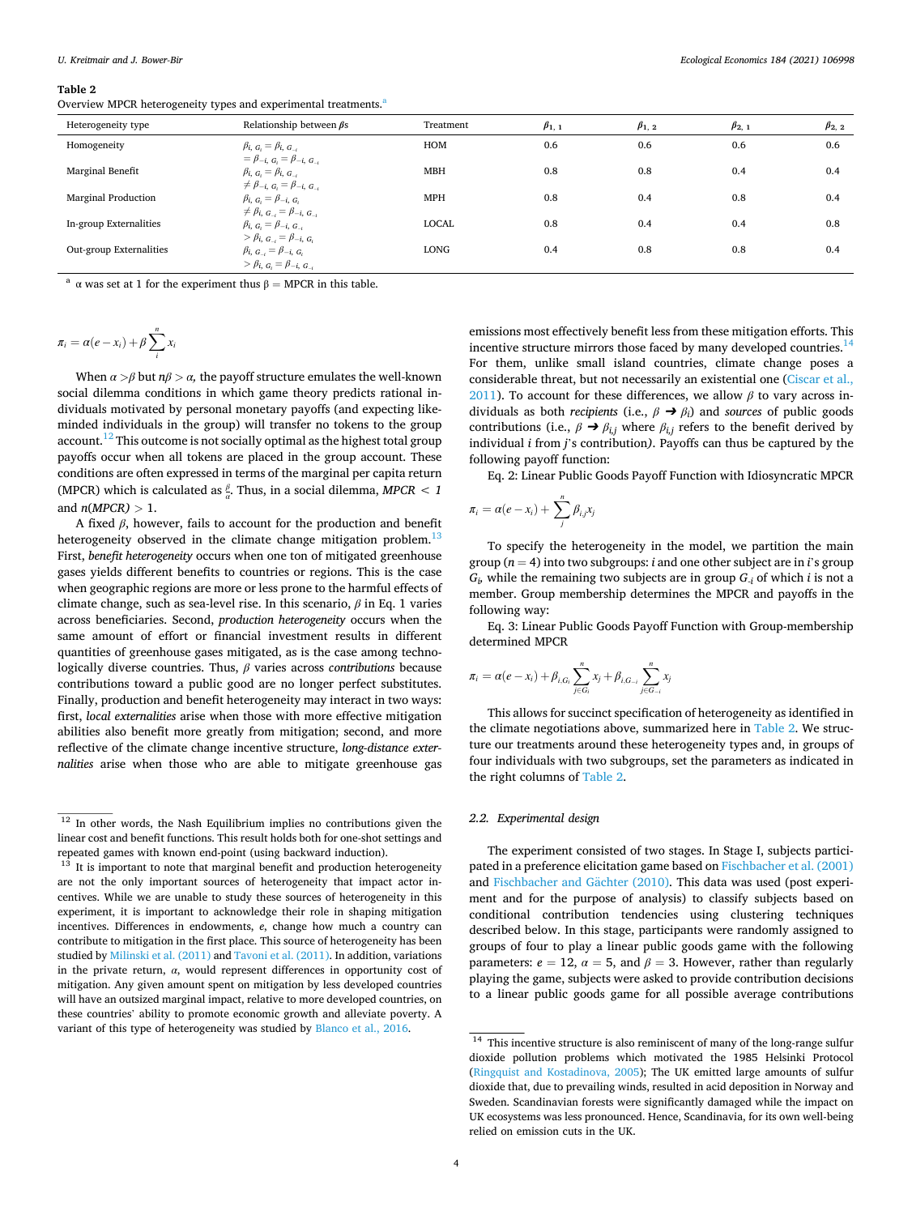**Table 2**
Overview MPCR heterogeneity types and experimental treatments.[a]

| Heterogeneity type | Relationship between βs | Treatment | $\beta_{1,1}$ | $\beta_{1,2}$ | $\beta_{2,1}$ | $\beta_{2,2}$ |
|---|---|---|---|---|---|---|
| Homogeneity | $\beta_{i,G_i} = \beta_{i,G_{-i}} = \beta_{-i,G_i} = \beta_{-i,G_{-i}}$ | HOM | 0.6 | 0.6 | 0.6 | 0.6 |
| Marginal Benefit | $\beta_{i,G_i} = \beta_{i,G_{-i}} \neq \beta_{-i,G_i} = \beta_{-i,G_{-i}}$ | MBH | 0.8 | 0.8 | 0.4 | 0.4 |
| Marginal Production | $\beta_{i,G_i} = \beta_{-i,G_i} \neq \beta_{i,G_{-i}} = \beta_{-i,G_{-i}}$ | MPH | 0.8 | 0.4 | 0.8 | 0.4 |
| In-group Externalities | $\beta_{i,G_i} = \beta_{-i,G_{-i}} > \beta_{i,G_{-i}} = \beta_{-i,G_i}$ | LOCAL | 0.8 | 0.4 | 0.4 | 0.8 |
| Out-group Externalities | $\beta_{i,G_{-i}} = \beta_{-i,G_i} > \beta_{i,G_i} = \beta_{-i,G_{-i}}$ | LONG | 0.4 | 0.8 | 0.8 | 0.4 |

[a] α was set at 1 for the experiment thus β = MPCR in this table.

$$\pi_i = \alpha(e - x_i) + \beta \sum_{i}^{n} x_i$$

When $\alpha > \beta$ but $n\beta > \alpha$, the payoff structure emulates the well-known social dilemma conditions in which game theory predicts rational individuals motivated by personal monetary payoffs (and expecting like-minded individuals in the group) will transfer no tokens to the group account.[12] This outcome is not socially optimal as the highest total group payoffs occur when all tokens are placed in the group account. These conditions are often expressed in terms of the marginal per capita return (MPCR) which is calculated as $\frac{\beta}{\alpha}$. Thus, in a social dilemma, *MPCR* $< 1$ and $n(MPCR) > 1$.

A fixed $\beta$, however, fails to account for the production and benefit heterogeneity observed in the climate change mitigation problem.[13] First, *benefit heterogeneity* occurs when one ton of mitigated greenhouse gases yields different benefits to countries or regions. This is the case when geographic regions are more or less prone to the harmful effects of climate change, such as sea-level rise. In this scenario, $\beta$ in Eq. 1 varies across beneficiaries. Second, *production heterogeneity* occurs when the same amount of effort or financial investment results in different quantities of greenhouse gases mitigated, as is the case among technologically diverse countries. Thus, $\beta$ varies across *contributions* because contributions toward a public good are no longer perfect substitutes. Finally, production and benefit heterogeneity may interact in two ways: first, *local externalities* arise when those with more effective mitigation abilities also benefit more greatly from mitigation; second, and more reflective of the climate change incentive structure, *long-distance externalities* arise when those who are able to mitigate greenhouse gas emissions most effectively benefit less from these mitigation efforts. This incentive structure mirrors those faced by many developed countries.[14] For them, unlike small island countries, climate change poses a considerable threat, but not necessarily an existential one (Ciscar et al., 2011). To account for these differences, we allow $\beta$ to vary across individuals as both *recipients* (i.e., $\beta \rightarrow \beta_i$) and *sources* of public goods contributions (i.e., $\beta \rightarrow \beta_{i,j}$ where $\beta_{i,j}$ refers to the benefit derived by individual $i$ from $j$'s contribution). Payoffs can thus be captured by the following payoff function:

Eq. 2: Linear Public Goods Payoff Function with Idiosyncratic MPCR

$$\pi_i = \alpha(e - x_i) + \sum_{j}^{n} \beta_{i,j} x_j$$

To specify the heterogeneity in the model, we partition the main group ($n = 4$) into two subgroups: $i$ and one other subject are in $i$'s group $G_i$, while the remaining two subjects are in group $G_{-i}$ of which $i$ is not a member. Group membership determines the MPCR and payoffs in the following way:

Eq. 3: Linear Public Goods Payoff Function with Group-membership determined MPCR

$$\pi_i = \alpha(e - x_i) + \beta_{i,G_i} \sum_{j \in G_i}^{n} x_j + \beta_{i,G_{-i}} \sum_{j \in G_{-i}}^{n} x_j$$

This allows for succinct specification of heterogeneity as identified in the climate negotiations above, summarized here in Table 2. We structure our treatments around these heterogeneity types and, in groups of four individuals with two subgroups, set the parameters as indicated in the right columns of Table 2.

### 2.2. Experimental design

The experiment consisted of two stages. In Stage I, subjects participated in a preference elicitation game based on Fischbacher et al. (2001) and Fischbacher and Gächter (2010). This data was used (post experiment and for the purpose of analysis) to classify subjects based on conditional contribution tendencies using clustering techniques described below. In this stage, participants were randomly assigned to groups of four to play a linear public goods game with the following parameters: $e = 12$, $\alpha = 5$, and $\beta = 3$. However, rather than regularly playing the game, subjects were asked to provide contribution decisions to a linear public goods game for all possible average contributions

[12] In other words, the Nash Equilibrium implies no contributions given the linear cost and benefit functions. This result holds both for one-shot settings and repeated games with known end-point (using backward induction).

[13] It is important to note that marginal benefit and production heterogeneity are not the only important sources of heterogeneity that impact actor incentives. While we are unable to study these sources of heterogeneity in this experiment, it is important to acknowledge their role in shaping mitigation incentives. Differences in endowments, $e$, change how much a country can contribute to mitigation in the first place. This source of heterogeneity has been studied by Milinski et al. (2011) and Tavoni et al. (2011). In addition, variations in the private return, $\alpha$, would represent differences in opportunity cost of mitigation. Any given amount spent on mitigation by less developed countries will have an outsized marginal impact, relative to more developed countries, on these countries' ability to promote economic growth and alleviate poverty. A variant of this type of heterogeneity was studied by Blanco et al., 2016.

[14] This incentive structure is also reminiscent of many of the long-range sulfur dioxide pollution problems which motivated the 1985 Helsinki Protocol (Ringquist and Kostadinova, 2005); The UK emitted large amounts of sulfur dioxide that, due to prevailing winds, resulted in acid deposition in Norway and Sweden. Scandinavian forests were significantly damaged while the impact on UK ecosystems was less pronounced. Hence, Scandinavia, for its own well-being relied on emission cuts in the UK.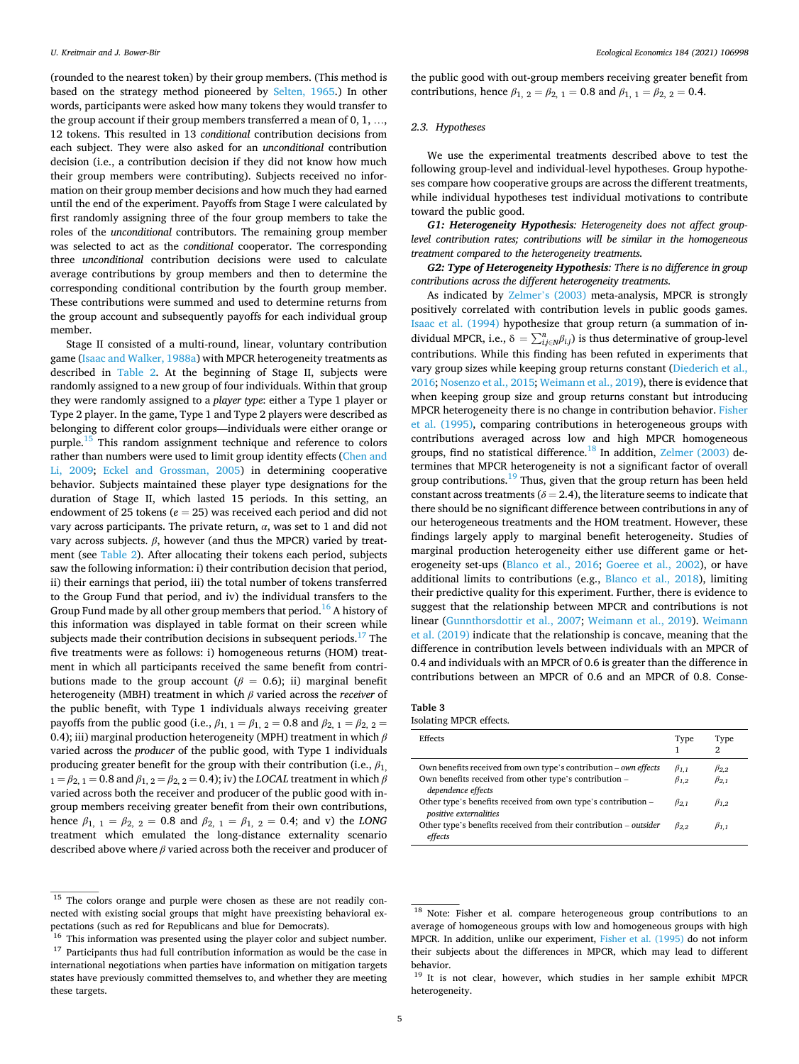(rounded to the nearest token) by their group members. (This method is based on the strategy method pioneered by Selten, 1965.) In other words, participants were asked how many tokens they would transfer to the group account if their group members transferred a mean of 0, 1, …, 12 tokens. This resulted in 13 *conditional* contribution decisions from each subject. They were also asked for an *unconditional* contribution decision (i.e., a contribution decision if they did not know how much their group members were contributing). Subjects received no information on their group member decisions and how much they had earned until the end of the experiment. Payoffs from Stage I were calculated by first randomly assigning three of the four group members to take the roles of the *unconditional* contributors. The remaining group member was selected to act as the *conditional* cooperator. The corresponding three *unconditional* contribution decisions were used to calculate average contributions by group members and then to determine the corresponding conditional contribution by the fourth group member. These contributions were summed and used to determine returns from the group account and subsequently payoffs for each individual group member.

Stage II consisted of a multi-round, linear, voluntary contribution game (Isaac and Walker, 1988a) with MPCR heterogeneity treatments as described in Table 2. At the beginning of Stage II, subjects were randomly assigned to a new group of four individuals. Within that group they were randomly assigned to a *player type*: either a Type 1 player or Type 2 player. In the game, Type 1 and Type 2 players were described as belonging to different color groups—individuals were either orange or purple.[15] This random assignment technique and reference to colors rather than numbers were used to limit group identity effects (Chen and Li, 2009; Eckel and Grossman, 2005) in determining cooperative behavior. Subjects maintained these player type designations for the duration of Stage II, which lasted 15 periods. In this setting, an endowment of 25 tokens ($e = 25$) was received each period and did not vary across participants. The private return, $\alpha$, was set to 1 and did not vary across subjects. $\beta$, however (and thus the MPCR) varied by treatment (see Table 2). After allocating their tokens each period, subjects saw the following information: i) their contribution decision that period, ii) their earnings that period, iii) the total number of tokens transferred to the Group Fund that period, and iv) the individual transfers to the Group Fund made by all other group members that period.[16] A history of this information was displayed in table format on their screen while subjects made their contribution decisions in subsequent periods.[17] The five treatments were as follows: i) homogeneous returns (HOM) treatment in which all participants received the same benefit from contributions made to the group account ($\beta = 0.6$); ii) marginal benefit heterogeneity (MBH) treatment in which $\beta$ varied across the *receiver* of the public benefit, with Type 1 individuals always receiving greater payoffs from the public good (i.e., $\beta_{1,1} = \beta_{1,2} = 0.8$ and $\beta_{2,1} = \beta_{2,2} = 0.4$); iii) marginal production heterogeneity (MPH) treatment in which $\beta$ varied across the *producer* of the public good, with Type 1 individuals producing greater benefit for the group with their contribution (i.e., $\beta_{1,1} = \beta_{2,1} = 0.8$ and $\beta_{1,2} = \beta_{2,2} = 0.4$); iv) the *LOCAL* treatment in which $\beta$ varied across both the receiver and producer of the public good with in-group members receiving greater benefit from their own contributions, hence $\beta_{1,1} = \beta_{2,2} = 0.8$ and $\beta_{2,1} = \beta_{1,2} = 0.4$; and v) the *LONG* treatment which emulated the long-distance externality scenario described above where $\beta$ varied across both the receiver and producer of the public good with out-group members receiving greater benefit from contributions, hence $\beta_{1,2} = \beta_{2,1} = 0.8$ and $\beta_{1,1} = \beta_{2,2} = 0.4$.

### 2.3. Hypotheses

We use the experimental treatments described above to test the following group-level and individual-level hypotheses. Group hypotheses compare how cooperative groups are across the different treatments, while individual hypotheses test individual motivations to contribute toward the public good.

***G1: Heterogeneity Hypothesis****: Heterogeneity does not affect group-level contribution rates; contributions will be similar in the homogeneous treatment compared to the heterogeneity treatments.*

***G2: Type of Heterogeneity Hypothesis****: There is no difference in group contributions across the different heterogeneity treatments.*

As indicated by Zelmer's (2003) meta-analysis, MPCR is strongly positively correlated with contribution levels in public goods games. Isaac et al. (1994) hypothesize that group return (a summation of individual MPCR, i.e., $\delta = \sum_{i,j \in N}^{n} \beta_{i,j}$) is thus determinative of group-level contributions. While this finding has been refuted in experiments that vary group sizes while keeping group returns constant (Diederich et al., 2016; Nosenzo et al., 2015; Weimann et al., 2019), there is evidence that when keeping group size and group returns constant but introducing MPCR heterogeneity there is no change in contribution behavior. Fisher et al. (1995), comparing contributions in heterogeneous groups with contributions averaged across low and high MPCR homogeneous groups, find no statistical difference.[18] In addition, Zelmer (2003) determines that MPCR heterogeneity is not a significant factor of overall group contributions.[19] Thus, given that the group return has been held constant across treatments ($\delta = 2.4$), the literature seems to indicate that there should be no significant difference between contributions in any of our heterogeneous treatments and the HOM treatment. However, these findings largely apply to marginal benefit heterogeneity. Studies of marginal production heterogeneity either use different game or heterogeneity set-ups (Blanco et al., 2016; Goeree et al., 2002), or have additional limits to contributions (e.g., Blanco et al., 2018), limiting their predictive quality for this experiment. Further, there is evidence to suggest that the relationship between MPCR and contributions is not linear (Gunnthorsdottir et al., 2007; Weimann et al., 2019). Weimann et al. (2019) indicate that the relationship is concave, meaning that the difference in contribution levels between individuals with an MPCR of 0.4 and individuals with an MPCR of 0.6 is greater than the difference in contributions between an MPCR of 0.6 and an MPCR of 0.8. Conse-

**Table 3**
Isolating MPCR effects.

| Effects | Type 1 | Type 2 |
|---|---|---|
| Own benefits received from own type's contribution – *own effects* | $\beta_{1,1}$ | $\beta_{2,2}$ |
| Own benefits received from other type's contribution – *dependence effects* | $\beta_{1,2}$ | $\beta_{2,1}$ |
| Other type's benefits received from own type's contribution – *positive externalities* | $\beta_{2,1}$ | $\beta_{1,2}$ |
| Other type's benefits received from their contribution – *outsider effects* | $\beta_{2,2}$ | $\beta_{1,1}$ |

[15] The colors orange and purple were chosen as these are not readily connected with existing social groups that might have preexisting behavioral expectations (such as red for Republicans and blue for Democrats).

[16] This information was presented using the player color and subject number.

[17] Participants thus had full contribution information as would be the case in international negotiations when parties have information on mitigation targets states have previously committed themselves to, and whether they are meeting these targets.

[18] Note: Fisher et al. compare heterogeneous group contributions to an average of homogeneous groups with low and homogeneous groups with high MPCR. In addition, unlike our experiment, Fisher et al. (1995) do not inform their subjects about the differences in MPCR, which may lead to different behavior.

[19] It is not clear, however, which studies in her sample exhibit MPCR heterogeneity.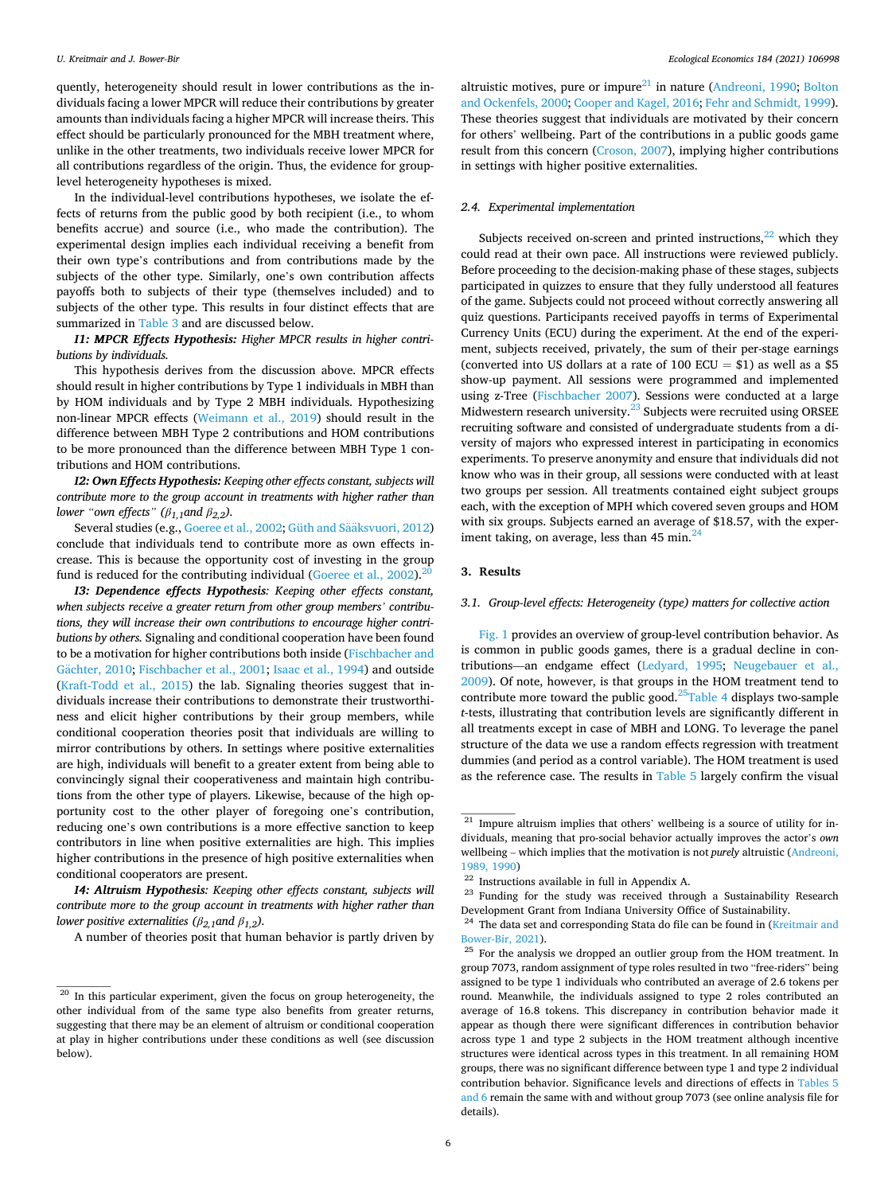quently, heterogeneity should result in lower contributions as the individuals facing a lower MPCR will reduce their contributions by greater amounts than individuals facing a higher MPCR will increase theirs. This effect should be particularly pronounced for the MBH treatment where, unlike in the other treatments, two individuals receive lower MPCR for all contributions regardless of the origin. Thus, the evidence for group-level heterogeneity hypotheses is mixed.

In the individual-level contributions hypotheses, we isolate the effects of returns from the public good by both recipient (i.e., to whom benefits accrue) and source (i.e., who made the contribution). The experimental design implies each individual receiving a benefit from their own type's contributions and from contributions made by the subjects of the other type. Similarly, one's own contribution affects payoffs both to subjects of their type (themselves included) and to subjects of the other type. This results in four distinct effects that are summarized in Table 3 and are discussed below.

***I1: MPCR Effects Hypothesis:*** *Higher MPCR results in higher contributions by individuals.*

This hypothesis derives from the discussion above. MPCR effects should result in higher contributions by Type 1 individuals in MBH than by HOM individuals and by Type 2 MBH individuals. Hypothesizing non-linear MPCR effects (Weimann et al., 2019) should result in the difference between MBH Type 2 contributions and HOM contributions to be more pronounced than the difference between MBH Type 1 contributions and HOM contributions.

***I2: Own Effects Hypothesis:*** *Keeping other effects constant, subjects will contribute more to the group account in treatments with higher rather than lower "own effects" ($\beta_{1,1}$ and $\beta_{2,2}$).*

Several studies (e.g., Goeree et al., 2002; Güth and Sääksvuori, 2012) conclude that individuals tend to contribute more as own effects increase. This is because the opportunity cost of investing in the group fund is reduced for the contributing individual (Goeree et al., 2002).[20]

***I3: Dependence effects Hypothesis****: Keeping other effects constant, when subjects receive a greater return from other group members' contributions, they will increase their own contributions to encourage higher contributions by others.* Signaling and conditional cooperation have been found to be a motivation for higher contributions both inside (Fischbacher and Gächter, 2010; Fischbacher et al., 2001; Isaac et al., 1994) and outside (Kraft-Todd et al., 2015) the lab. Signaling theories suggest that individuals increase their contributions to demonstrate their trustworthiness and elicit higher contributions by their group members, while conditional cooperation theories posit that individuals are willing to mirror contributions by others. In settings where positive externalities are high, individuals will benefit to a greater extent from being able to convincingly signal their cooperativeness and maintain high contributions from the other type of players. Likewise, because of the high opportunity cost to the other player of foregoing one's contribution, reducing one's own contributions is a more effective sanction to keep contributors in line when positive externalities are high. This implies higher contributions in the presence of high positive externalities when conditional cooperators are present.

***I4: Altruism Hypothesis****: Keeping other effects constant, subjects will contribute more to the group account in treatments with higher rather than lower positive externalities ($\beta_{2,1}$ and $\beta_{1,2}$).*

A number of theories posit that human behavior is partly driven by altruistic motives, pure or impure[21] in nature (Andreoni, 1990; Bolton and Ockenfels, 2000; Cooper and Kagel, 2016; Fehr and Schmidt, 1999). These theories suggest that individuals are motivated by their concern for others' wellbeing. Part of the contributions in a public goods game result from this concern (Croson, 2007), implying higher contributions in settings with higher positive externalities.

### 2.4. Experimental implementation

Subjects received on-screen and printed instructions,[22] which they could read at their own pace. All instructions were reviewed publicly. Before proceeding to the decision-making phase of these stages, subjects participated in quizzes to ensure that they fully understood all features of the game. Subjects could not proceed without correctly answering all quiz questions. Participants received payoffs in terms of Experimental Currency Units (ECU) during the experiment. At the end of the experiment, subjects received, privately, the sum of their per-stage earnings (converted into US dollars at a rate of 100 ECU = $1) as well as a $5 show-up payment. All sessions were programmed and implemented using z-Tree (Fischbacher 2007). Sessions were conducted at a large Midwestern research university.[23] Subjects were recruited using ORSEE recruiting software and consisted of undergraduate students from a diversity of majors who expressed interest in participating in economics experiments. To preserve anonymity and ensure that individuals did not know who was in their group, all sessions were conducted with at least two groups per session. All treatments contained eight subject groups each, with the exception of MPH which covered seven groups and HOM with six groups. Subjects earned an average of $18.57, with the experiment taking, on average, less than 45 min.[24]

## 3. Results

### 3.1. Group-level effects: Heterogeneity (type) matters for collective action

Fig. 1 provides an overview of group-level contribution behavior. As is common in public goods games, there is a gradual decline in contributions—an endgame effect (Ledyard, 1995; Neugebauer et al., 2009). Of note, however, is that groups in the HOM treatment tend to contribute more toward the public good.[25] Table 4 displays two-sample *t*-tests, illustrating that contribution levels are significantly different in all treatments except in case of MBH and LONG. To leverage the panel structure of the data we use a random effects regression with treatment dummies (and period as a control variable). The HOM treatment is used as the reference case. The results in Table 5 largely confirm the visual

---

[20] In this particular experiment, given the focus on group heterogeneity, the other individual from of the same type also benefits from greater returns, suggesting that there may be an element of altruism or conditional cooperation at play in higher contributions under these conditions as well (see discussion below).

[21] Impure altruism implies that others' wellbeing is a source of utility for individuals, meaning that pro-social behavior actually improves the actor's *own* wellbeing – which implies that the motivation is not *purely* altruistic (Andreoni, 1989, 1990)

[22] Instructions available in full in Appendix A.

[23] Funding for the study was received through a Sustainability Research Development Grant from Indiana University Office of Sustainability.

[24] The data set and corresponding Stata do file can be found in (Kreitmair and Bower-Bir, 2021).

[25] For the analysis we dropped an outlier group from the HOM treatment. In group 7073, random assignment of type roles resulted in two "free-riders" being assigned to be type 1 individuals who contributed an average of 2.6 tokens per round. Meanwhile, the individuals assigned to type 2 roles contributed an average of 16.8 tokens. This discrepancy in contribution behavior made it appear as though there were significant differences in contribution behavior across type 1 and type 2 subjects in the HOM treatment although incentive structures were identical across types in this treatment. In all remaining HOM groups, there was no significant difference between type 1 and type 2 individual contribution behavior. Significance levels and directions of effects in Tables 5 and 6 remain the same with and without group 7073 (see online analysis file for details).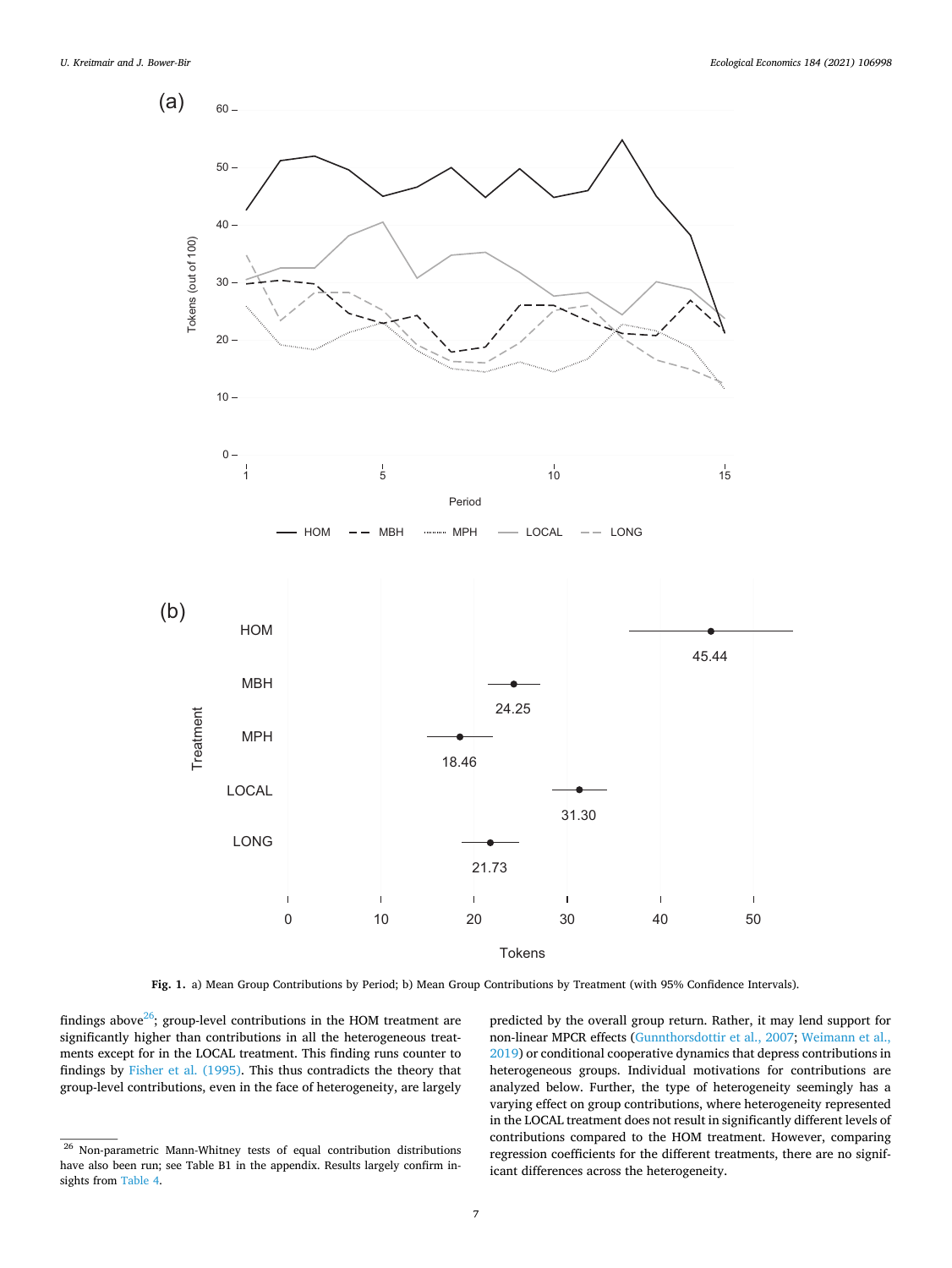Fig. 1. a) Mean Group Contributions by Period; b) Mean Group Contributions by Treatment (with 95% Confidence Intervals).

findings above[26]; group-level contributions in the HOM treatment are significantly higher than contributions in all the heterogeneous treatments except for in the LOCAL treatment. This finding runs counter to findings by Fisher et al. (1995). This thus contradicts the theory that group-level contributions, even in the face of heterogeneity, are largely predicted by the overall group return. Rather, it may lend support for non-linear MPCR effects (Gunnthorsdottir et al., 2007; Weimann et al., 2019) or conditional cooperative dynamics that depress contributions in heterogeneous groups. Individual motivations for contributions are analyzed below. Further, the type of heterogeneity seemingly has a varying effect on group contributions, where heterogeneity represented in the LOCAL treatment does not result in significantly different levels of contributions compared to the HOM treatment. However, comparing regression coefficients for the different treatments, there are no significant differences across the heterogeneity.

[26] Non-parametric Mann-Whitney tests of equal contribution distributions have also been run; see Table B1 in the appendix. Results largely confirm insights from Table 4.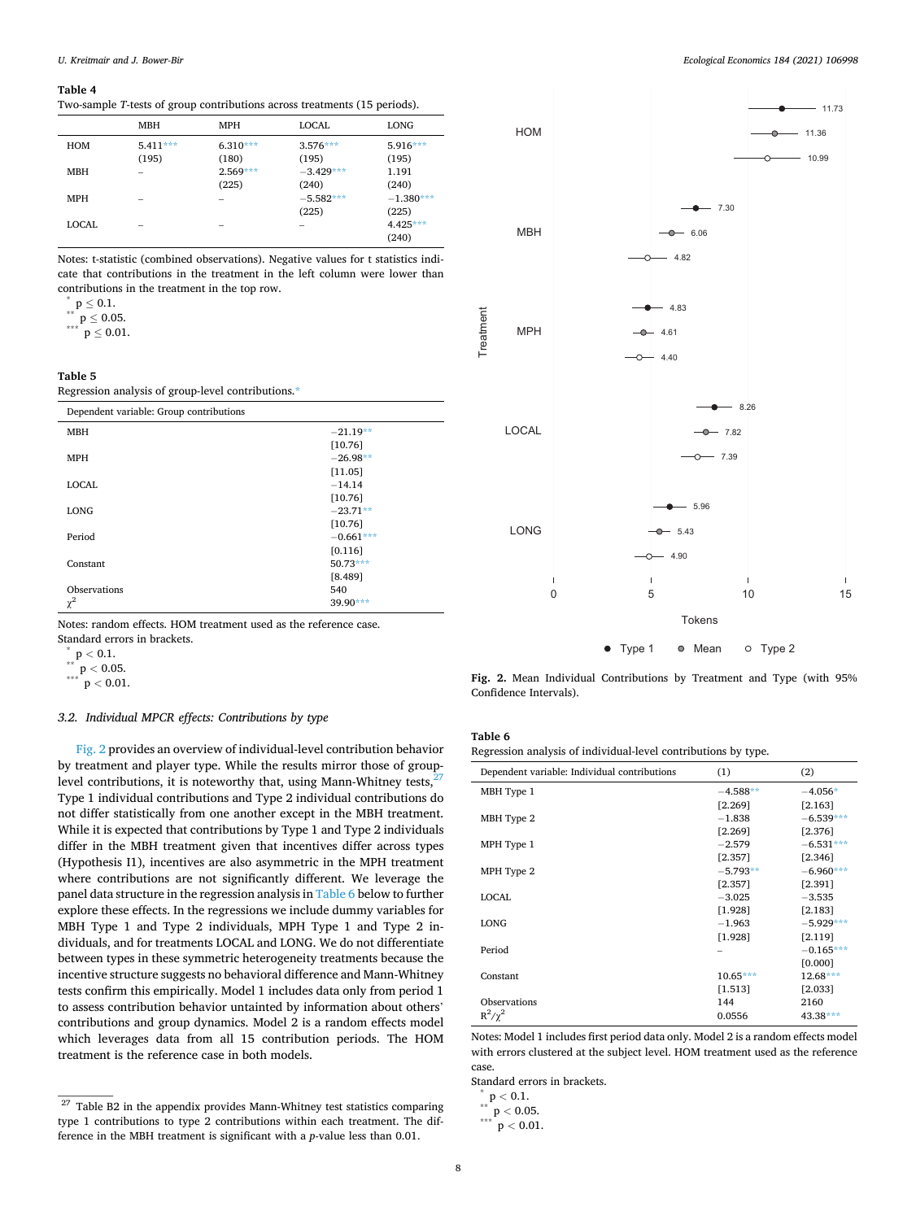**Table 4**

Two-sample *T*-tests of group contributions across treatments (15 periods).

| | MBH | MPH | LOCAL | LONG |
|---|---|---|---|---|
| HOM | 5.411*** (195) | 6.310*** (180) | 3.576*** (195) | 5.916*** (195) |
| MBH | – | 2.569*** (225) | −3.429*** (240) | 1.191 (240) |
| MPH | – | – | −5.582*** (225) | −1.380*** (225) |
| LOCAL | – | – | – | 4.425*** (240) |

Notes: t-statistic (combined observations). Negative values for t statistics indicate that contributions in the treatment in the left column were lower than contributions in the treatment in the top row.

\* $p \leq 0.1$.
\*\* $p \leq 0.05$.
\*\*\* $p \leq 0.01$.

**Table 5**

Regression analysis of group-level contributions.*

| Dependent variable: Group contributions | |
|---|---|
| MBH | −21.19** |
| | [10.76] |
| MPH | −26.98** |
| | [11.05] |
| LOCAL | −14.14 |
| | [10.76] |
| LONG | −23.71** |
| | [10.76] |
| Period | −0.661*** |
| | [0.116] |
| Constant | 50.73*** |
| | [8.489] |
| Observations | 540 |
| $\chi^2$ | 39.90*** |

Notes: random effects. HOM treatment used as the reference case.
Standard errors in brackets.

\* $p < 0.1$.
\*\* $p < 0.05$.
\*\*\* $p < 0.01$.

### 3.2. Individual MPCR effects: Contributions by type

Fig. 2 provides an overview of individual-level contribution behavior by treatment and player type. While the results mirror those of group-level contributions, it is noteworthy that, using Mann-Whitney tests,[27] Type 1 individual contributions and Type 2 individual contributions do not differ statistically from one another except in the MBH treatment. While it is expected that contributions by Type 1 and Type 2 individuals differ in the MBH treatment given that incentives differ across types (Hypothesis I1), incentives are also asymmetric in the MPH treatment where contributions are not significantly different. We leverage the panel data structure in the regression analysis in Table 6 below to further explore these effects. In the regressions we include dummy variables for MBH Type 1 and Type 2 individuals, MPH Type 1 and Type 2 individuals, and for treatments LOCAL and LONG. We do not differentiate between types in these symmetric heterogeneity treatments because the incentive structure suggests no behavioral difference and Mann-Whitney tests confirm this empirically. Model 1 includes data only from period 1 to assess contribution behavior untainted by information about others' contributions and group dynamics. Model 2 is a random effects model which leverages data from all 15 contribution periods. The HOM treatment is the reference case in both models.

**Fig. 2.** Mean Individual Contributions by Treatment and Type (with 95% Confidence Intervals).

**Table 6**

Regression analysis of individual-level contributions by type.

| Dependent variable: Individual contributions | (1) | (2) |
|---|---|---|
| MBH Type 1 | −4.588** | −4.056* |
| | [2.269] | [2.163] |
| MBH Type 2 | −1.838 | −6.539*** |
| | [2.269] | [2.376] |
| MPH Type 1 | −2.579 | −6.531*** |
| | [2.357] | [2.346] |
| MPH Type 2 | −5.793** | −6.960*** |
| | [2.357] | [2.391] |
| LOCAL | −3.025 | −3.535 |
| | [1.928] | [2.183] |
| LONG | −1.963 | −5.929*** |
| | [1.928] | [2.119] |
| Period | – | −0.165*** |
| | | [0.000] |
| Constant | 10.65*** | 12.68*** |
| | [1.513] | [2.033] |
| Observations | 144 | 2160 |
| $R^2/\chi^2$ | 0.0556 | 43.38*** |

Notes: Model 1 includes first period data only. Model 2 is a random effects model with errors clustered at the subject level. HOM treatment used as the reference case.

Standard errors in brackets.

\* $p < 0.1$.
\*\* $p < 0.05$.
\*\*\* $p < 0.01$.

[27] Table B2 in the appendix provides Mann-Whitney test statistics comparing type 1 contributions to type 2 contributions within each treatment. The difference in the MBH treatment is significant with a *p*-value less than 0.01.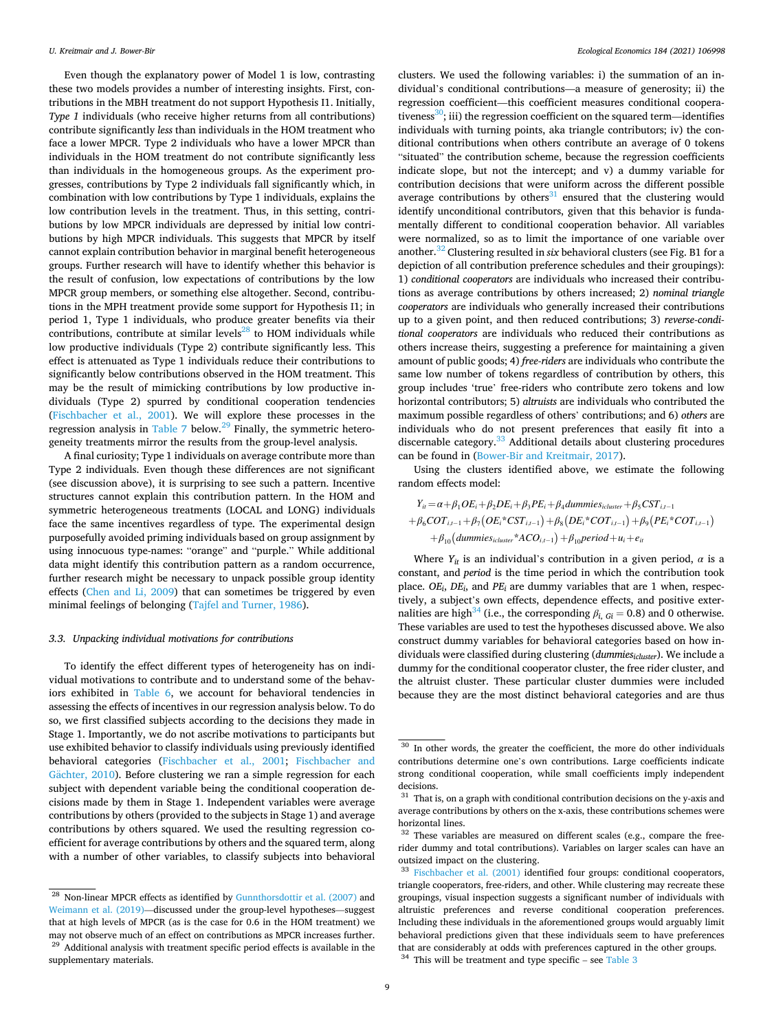Even though the explanatory power of Model 1 is low, contrasting these two models provides a number of interesting insights. First, contributions in the MBH treatment do not support Hypothesis I1. Initially, *Type 1* individuals (who receive higher returns from all contributions) contribute significantly *less* than individuals in the HOM treatment who face a lower MPCR. Type 2 individuals who have a lower MPCR than individuals in the HOM treatment do not contribute significantly less than individuals in the homogeneous groups. As the experiment progresses, contributions by Type 2 individuals fall significantly which, in combination with low contributions by Type 1 individuals, explains the low contribution levels in the treatment. Thus, in this setting, contributions by low MPCR individuals are depressed by initial low contributions by high MPCR individuals. This suggests that MPCR by itself cannot explain contribution behavior in marginal benefit heterogeneous groups. Further research will have to identify whether this behavior is the result of confusion, low expectations of contributions by the low MPCR group members, or something else altogether. Second, contributions in the MPH treatment provide some support for Hypothesis I1; in period 1, Type 1 individuals, who produce greater benefits via their contributions, contribute at similar levels[28] to HOM individuals while low productive individuals (Type 2) contribute significantly less. This effect is attenuated as Type 1 individuals reduce their contributions to significantly below contributions observed in the HOM treatment. This may be the result of mimicking contributions by low productive individuals (Type 2) spurred by conditional cooperation tendencies (Fischbacher et al., 2001). We will explore these processes in the regression analysis in Table 7 below.[29] Finally, the symmetric heterogeneity treatments mirror the results from the group-level analysis.

A final curiosity; Type 1 individuals on average contribute more than Type 2 individuals. Even though these differences are not significant (see discussion above), it is surprising to see such a pattern. Incentive structures cannot explain this contribution pattern. In the HOM and symmetric heterogeneous treatments (LOCAL and LONG) individuals face the same incentives regardless of type. The experimental design purposefully avoided priming individuals based on group assignment by using innocuous type-names: "orange" and "purple." While additional data might identify this contribution pattern as a random occurrence, further research might be necessary to unpack possible group identity effects (Chen and Li, 2009) that can sometimes be triggered by even minimal feelings of belonging (Tajfel and Turner, 1986).

### 3.3. Unpacking individual motivations for contributions

To identify the effect different types of heterogeneity have on individual motivations to contribute and to understand some of the behaviors exhibited in Table 6, we account for behavioral tendencies in assessing the effects of incentives in our regression analysis below. To do so, we first classified subjects according to the decisions they made in Stage 1. Importantly, we do not ascribe motivations to participants but use exhibited behavior to classify individuals using previously identified behavioral categories (Fischbacher et al., 2001; Fischbacher and Gächter, 2010). Before clustering we ran a simple regression for each subject with dependent variable being the conditional cooperation decisions made by them in Stage 1. Independent variables were average contributions by others (provided to the subjects in Stage 1) and average contributions by others squared. We used the resulting regression coefficient for average contributions by others and the squared term, along with a number of other variables, to classify subjects into behavioral clusters. We used the following variables: i) the summation of an individual's conditional contributions—a measure of generosity; ii) the regression coefficient—this coefficient measures conditional cooperativeness[30]; iii) the regression coefficient on the squared term—identifies individuals with turning points, aka triangle contributors; iv) the conditional contributions when others contribute an average of 0 tokens "situated" the contribution scheme, because the regression coefficients indicate slope, but not the intercept; and v) a dummy variable for contribution decisions that were uniform across the different possible average contributions by others[31] ensured that the clustering would identify unconditional contributors, given that this behavior is fundamentally different to conditional cooperation behavior. All variables were normalized, so as to limit the importance of one variable over another.[32] Clustering resulted in *six* behavioral clusters (see Fig. B1 for a depiction of all contribution preference schedules and their groupings): 1) *conditional cooperators* are individuals who increased their contributions as average contributions by others increased; 2) *nominal triangle cooperators* are individuals who generally increased their contributions up to a given point, and then reduced contributions; 3) *reverse-conditional cooperators* are individuals who reduced their contributions as others increase theirs, suggesting a preference for maintaining a given amount of public goods; 4) *free-riders* are individuals who contribute the same low number of tokens regardless of contribution by others, this group includes 'true' free-riders who contribute zero tokens and low horizontal contributors; 5) *altruists* are individuals who contributed the maximum possible regardless of others' contributions; and 6) *others* are individuals who do not present preferences that easily fit into a discernable category.[33] Additional details about clustering procedures can be found in (Bower-Bir and Kreitmair, 2017).

Using the clusters identified above, we estimate the following random effects model:

$$
\begin{aligned}
Y_{it} = & \alpha + \beta_1 OE_i + \beta_2 DE_i + \beta_3 PE_i + \beta_4 dummies_{icluster} + \beta_5 CST_{i,t-1} \\
& + \beta_6 COT_{i,t-1} + \beta_7 (OE_i * CST_{i,t-1}) + \beta_8 (DE_i * COT_{i,t-1}) + \beta_9 (PE_i * COT_{i,t-1}) \\
& + \beta_{10} (dummies_{icluster} * ACO_{i,t-1}) + \beta_{10} period + u_i + e_{it}
\end{aligned}
$$

Where $Y_{it}$ is an individual's contribution in a given period, $\alpha$ is a constant, and *period* is the time period in which the contribution took place. $OE_i$, $DE_i$, and $PE_i$ are dummy variables that are 1 when, respectively, a subject's own effects, dependence effects, and positive externalities are high[34] (i.e., the corresponding $\beta_{i,\, Gi} = 0.8$) and 0 otherwise. These variables are used to test the hypotheses discussed above. We also construct dummy variables for behavioral categories based on how individuals were classified during clustering ($dummies_{icluster}$). We include a dummy for the conditional cooperator cluster, the free rider cluster, and the altruist cluster. These particular cluster dummies were included because they are the most distinct behavioral categories and are thus

---

[28] Non-linear MPCR effects as identified by Gunnthorsdottir et al. (2007) and Weimann et al. (2019)—discussed under the group-level hypotheses—suggest that at high levels of MPCR (as is the case for 0.6 in the HOM treatment) we may not observe much of an effect on contributions as MPCR increases further.

[29] Additional analysis with treatment specific period effects is available in the supplementary materials.

[30] In other words, the greater the coefficient, the more do other individuals contributions determine one's own contributions. Large coefficients indicate strong conditional cooperation, while small coefficients imply independent decisions.

[31] That is, on a graph with conditional contribution decisions on the y-axis and average contributions by others on the x-axis, these contributions schemes were horizontal lines.

[32] These variables are measured on different scales (e.g., compare the free-rider dummy and total contributions). Variables on larger scales can have an outsized impact on the clustering.

[33] Fischbacher et al. (2001) identified four groups: conditional cooperators, triangle cooperators, free-riders, and other. While clustering may recreate these groupings, visual inspection suggests a significant number of individuals with altruistic preferences and reverse conditional cooperation preferences. Including these individuals in the aforementioned groups would arguably limit behavioral predictions given that these individuals seem to have preferences that are considerably at odds with preferences captured in the other groups.

[34] This will be treatment and type specific – see Table 3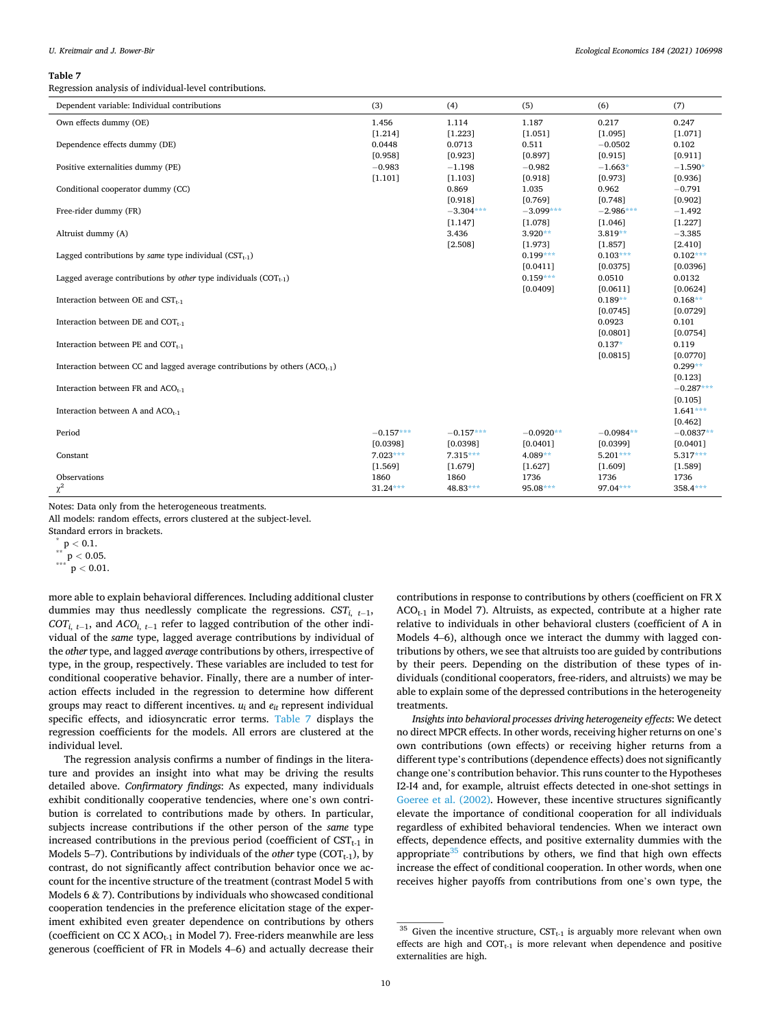**Table 7**

Regression analysis of individual-level contributions.

| Dependent variable: Individual contributions | (3) | (4) | (5) | (6) | (7) |
|---|---|---|---|---|---|
| Own effects dummy (OE) | 1.456 | 1.114 | 1.187 | 0.217 | 0.247 |
| | [1.214] | [1.223] | [1.051] | [1.095] | [1.071] |
| Dependence effects dummy (DE) | 0.0448 | 0.0713 | 0.511 | −0.0502 | 0.102 |
| | [0.958] | [0.923] | [0.897] | [0.915] | [0.911] |
| Positive externalities dummy (PE) | −0.983 | −1.198 | −0.982 | −1.663* | −1.590* |
| | [1.101] | [1.103] | [0.918] | [0.973] | [0.936] |
| Conditional cooperator dummy (CC) | | 0.869 | 1.035 | 0.962 | −0.791 |
| | | [0.918] | [0.769] | [0.748] | [0.902] |
| Free-rider dummy (FR) | | −3.304*** | −3.099*** | −2.986*** | −1.492 |
| | | [1.147] | [1.078] | [1.046] | [1.227] |
| Altruist dummy (A) | | 3.436 | 3.920** | 3.819** | −3.385 |
| | | [2.508] | [1.973] | [1.857] | [2.410] |
| Lagged contributions by *same* type individual ($CST_{t-1}$) | | | 0.199*** | 0.103*** | 0.102*** |
| | | | [0.0411] | [0.0375] | [0.0396] |
| Lagged average contributions by *other* type individuals ($COT_{t-1}$) | | | 0.159*** | 0.0510 | 0.0132 |
| | | | [0.0409] | [0.0611] | [0.0624] |
| Interaction between OE and $CST_{t-1}$ | | | | 0.189** | 0.168** |
| | | | | [0.0745] | [0.0729] |
| Interaction between DE and $COT_{t-1}$ | | | | 0.0923 | 0.101 |
| | | | | [0.0801] | [0.0754] |
| Interaction between PE and $COT_{t-1}$ | | | | 0.137* | 0.119 |
| | | | | [0.0815] | [0.0770] |
| Interaction between CC and lagged average contributions by others ($ACO_{t-1}$) | | | | | 0.299** |
| | | | | | [0.123] |
| Interaction between FR and $ACO_{t-1}$ | | | | | −0.287*** |
| | | | | | [0.105] |
| Interaction between A and $ACO_{t-1}$ | | | | | 1.641*** |
| | | | | | [0.462] |
| Period | −0.157*** | −0.157*** | −0.0920** | −0.0984** | −0.0837** |
| | [0.0398] | [0.0398] | [0.0401] | [0.0399] | [0.0401] |
| Constant | 7.023*** | 7.315*** | 4.089** | 5.201*** | 5.317*** |
| | [1.569] | [1.679] | [1.627] | [1.609] | [1.589] |
| Observations | 1860 | 1860 | 1736 | 1736 | 1736 |
| $\chi^2$ | 31.24*** | 48.83*** | 95.08*** | 97.04*** | 358.4*** |

Notes: Data only from the heterogeneous treatments.
All models: random effects, errors clustered at the subject-level.
Standard errors in brackets.
* $p < 0.1$.
** $p < 0.05$.
*** $p < 0.01$.

more able to explain behavioral differences. Including additional cluster dummies may thus needlessly complicate the regressions. $CST_{i,\ t-1}$, $COT_{i,\ t-1}$, and $ACO_{i,\ t-1}$ refer to lagged contribution of the other individual of the *same* type, lagged average contributions by individual of the *other* type, and lagged *average* contributions by others, irrespective of type, in the group, respectively. These variables are included to test for conditional cooperative behavior. Finally, there are a number of interaction effects included in the regression to determine how different groups may react to different incentives. $u_i$ and $e_{it}$ represent individual specific effects, and idiosyncratic error terms. Table 7 displays the regression coefficients for the models. All errors are clustered at the individual level.

The regression analysis confirms a number of findings in the literature and provides an insight into what may be driving the results detailed above. *Confirmatory findings*: As expected, many individuals exhibit conditionally cooperative tendencies, where one's own contribution is correlated to contributions made by others. In particular, subjects increase contributions if the other person of the *same* type increased contributions in the previous period (coefficient of $CST_{t-1}$ in Models 5–7). Contributions by individuals of the *other* type ($COT_{t-1}$), by contrast, do not significantly affect contribution behavior once we account for the incentive structure of the treatment (contrast Model 5 with Models 6 & 7). Contributions by individuals who showcased conditional cooperation tendencies in the preference elicitation stage of the experiment exhibited even greater dependence on contributions by others (coefficient on CC X $ACO_{t-1}$ in Model 7). Free-riders meanwhile are less generous (coefficient of FR in Models 4–6) and actually decrease their contributions in response to contributions by others (coefficient on FR X $ACO_{t-1}$ in Model 7). Altruists, as expected, contribute at a higher rate relative to individuals in other behavioral clusters (coefficient of A in Models 4–6), although once we interact the dummy with lagged contributions by others, we see that altruists too are guided by contributions by their peers. Depending on the distribution of these types of individuals (conditional cooperators, free-riders, and altruists) we may be able to explain some of the depressed contributions in the heterogeneity treatments.

*Insights into behavioral processes driving heterogeneity effects*: We detect no direct MPCR effects. In other words, receiving higher returns on one's own contributions (own effects) or receiving higher returns from a different type's contributions (dependence effects) does not significantly change one's contribution behavior. This runs counter to the Hypotheses I2-I4 and, for example, altruist effects detected in one-shot settings in Goeree et al. (2002). However, these incentive structures significantly elevate the importance of conditional cooperation for all individuals regardless of exhibited behavioral tendencies. When we interact own effects, dependence effects, and positive externality dummies with the appropriate[35] contributions by others, we find that high own effects increase the effect of conditional cooperation. In other words, when one receives higher payoffs from contributions from one's own type, the

[35] Given the incentive structure, $CST_{t-1}$ is arguably more relevant when own effects are high and $COT_{t-1}$ is more relevant when dependence and positive externalities are high.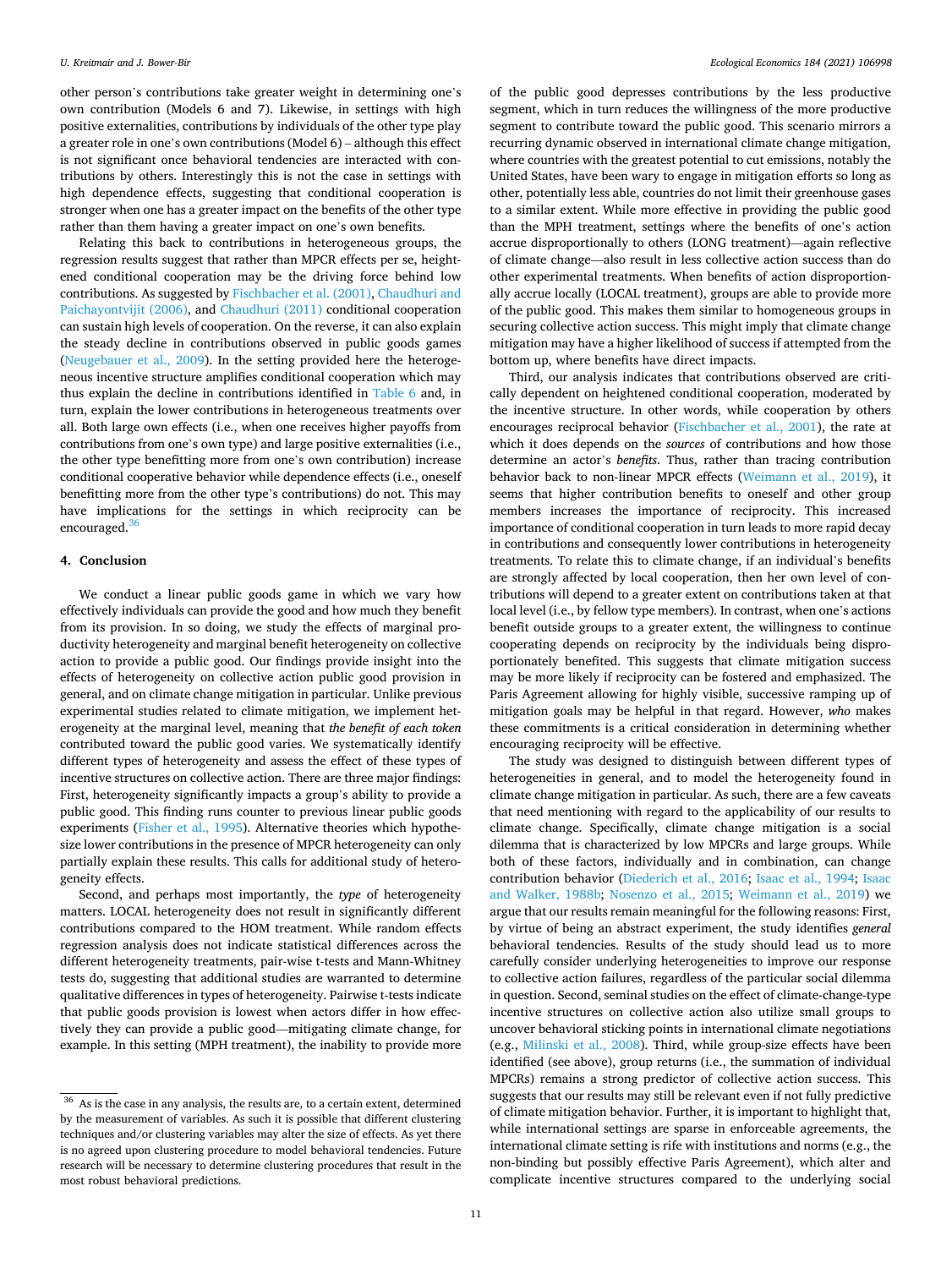other person's contributions take greater weight in determining one's own contribution (Models 6 and 7). Likewise, in settings with high positive externalities, contributions by individuals of the other type play a greater role in one's own contributions (Model 6) – although this effect is not significant once behavioral tendencies are interacted with contributions by others. Interestingly this is not the case in settings with high dependence effects, suggesting that conditional cooperation is stronger when one has a greater impact on the benefits of the other type rather than them having a greater impact on one's own benefits.

Relating this back to contributions in heterogeneous groups, the regression results suggest that rather than MPCR effects per se, heightened conditional cooperation may be the driving force behind low contributions. As suggested by Fischbacher et al. (2001), Chaudhuri and Paichayontvijit (2006), and Chaudhuri (2011) conditional cooperation can sustain high levels of cooperation. On the reverse, it can also explain the steady decline in contributions observed in public goods games (Neugebauer et al., 2009). In the setting provided here the heterogeneous incentive structure amplifies conditional cooperation which may thus explain the decline in contributions identified in Table 6 and, in turn, explain the lower contributions in heterogeneous treatments over all. Both large own effects (i.e., when one receives higher payoffs from contributions from one's own type) and large positive externalities (i.e., the other type benefitting more from one's own contribution) increase conditional cooperative behavior while dependence effects (i.e., oneself benefitting more from the other type's contributions) do not. This may have implications for the settings in which reciprocity can be encouraged.[36]

## 4. Conclusion

We conduct a linear public goods game in which we vary how effectively individuals can provide the good and how much they benefit from its provision. In so doing, we study the effects of marginal productivity heterogeneity and marginal benefit heterogeneity on collective action to provide a public good. Our findings provide insight into the effects of heterogeneity on collective action public good provision in general, and on climate change mitigation in particular. Unlike previous experimental studies related to climate mitigation, we implement heterogeneity at the marginal level, meaning that *the benefit of each token* contributed toward the public good varies. We systematically identify different types of heterogeneity and assess the effect of these types of incentive structures on collective action. There are three major findings: First, heterogeneity significantly impacts a group's ability to provide a public good. This finding runs counter to previous linear public goods experiments (Fisher et al., 1995). Alternative theories which hypothesize lower contributions in the presence of MPCR heterogeneity can only partially explain these results. This calls for additional study of heterogeneity effects.

Second, and perhaps most importantly, the *type* of heterogeneity matters. LOCAL heterogeneity does not result in significantly different contributions compared to the HOM treatment. While random effects regression analysis does not indicate statistical differences across the different heterogeneity treatments, pair-wise t-tests and Mann-Whitney tests do, suggesting that additional studies are warranted to determine qualitative differences in types of heterogeneity. Pairwise t-tests indicate that public goods provision is lowest when actors differ in how effectively they can provide a public good—mitigating climate change, for example. In this setting (MPH treatment), the inability to provide more of the public good depresses contributions by the less productive segment, which in turn reduces the willingness of the more productive segment to contribute toward the public good. This scenario mirrors a recurring dynamic observed in international climate change mitigation, where countries with the greatest potential to cut emissions, notably the United States, have been wary to engage in mitigation efforts so long as other, potentially less able, countries do not limit their greenhouse gases to a similar extent. While more effective in providing the public good than the MPH treatment, settings where the benefits of one's action accrue disproportionally to others (LONG treatment)—again reflective of climate change—also result in less collective action success than do other experimental treatments. When benefits of action disproportionally accrue locally (LOCAL treatment), groups are able to provide more of the public good. This makes them similar to homogeneous groups in securing collective action success. This might imply that climate change mitigation may have a higher likelihood of success if attempted from the bottom up, where benefits have direct impacts.

Third, our analysis indicates that contributions observed are critically dependent on heightened conditional cooperation, moderated by the incentive structure. In other words, while cooperation by others encourages reciprocal behavior (Fischbacher et al., 2001), the rate at which it does depends on the *sources* of contributions and how those determine an actor's *benefits*. Thus, rather than tracing contribution behavior back to non-linear MPCR effects (Weimann et al., 2019), it seems that higher contribution benefits to oneself and other group members increases the importance of reciprocity. This increased importance of conditional cooperation in turn leads to more rapid decay in contributions and consequently lower contributions in heterogeneity treatments. To relate this to climate change, if an individual's benefits are strongly affected by local cooperation, then her own level of contributions will depend to a greater extent on contributions taken at that local level (i.e., by fellow type members). In contrast, when one's actions benefit outside groups to a greater extent, the willingness to continue cooperating depends on reciprocity by the individuals being disproportionately benefited. This suggests that climate mitigation success may be more likely if reciprocity can be fostered and emphasized. The Paris Agreement allowing for highly visible, successive ramping up of mitigation goals may be helpful in that regard. However, *who* makes these commitments is a critical consideration in determining whether encouraging reciprocity will be effective.

The study was designed to distinguish between different types of heterogeneities in general, and to model the heterogeneity found in climate change mitigation in particular. As such, there are a few caveats that need mentioning with regard to the applicability of our results to climate change. Specifically, climate change mitigation is a social dilemma that is characterized by low MPCRs and large groups. While both of these factors, individually and in combination, can change contribution behavior (Diederich et al., 2016; Isaac et al., 1994; Isaac and Walker, 1988b; Nosenzo et al., 2015; Weimann et al., 2019) we argue that our results remain meaningful for the following reasons: First, by virtue of being an abstract experiment, the study identifies *general* behavioral tendencies. Results of the study should lead us to more carefully consider underlying heterogeneities to improve our response to collective action failures, regardless of the particular social dilemma in question. Second, seminal studies on the effect of climate-change-type incentive structures on collective action also utilize small groups to uncover behavioral sticking points in international climate negotiations (e.g., Milinski et al., 2008). Third, while group-size effects have been identified (see above), group returns (i.e., the summation of individual MPCRs) remains a strong predictor of collective action success. This suggests that our results may still be relevant even if not fully predictive of climate mitigation behavior. Further, it is important to highlight that, while international settings are sparse in enforceable agreements, the international climate setting is rife with institutions and norms (e.g., the non-binding but possibly effective Paris Agreement), which alter and complicate incentive structures compared to the underlying social

[36] As is the case in any analysis, the results are, to a certain extent, determined by the measurement of variables. As such it is possible that different clustering techniques and/or clustering variables may alter the size of effects. As yet there is no agreed upon clustering procedure to model behavioral tendencies. Future research will be necessary to determine clustering procedures that result in the most robust behavioral predictions.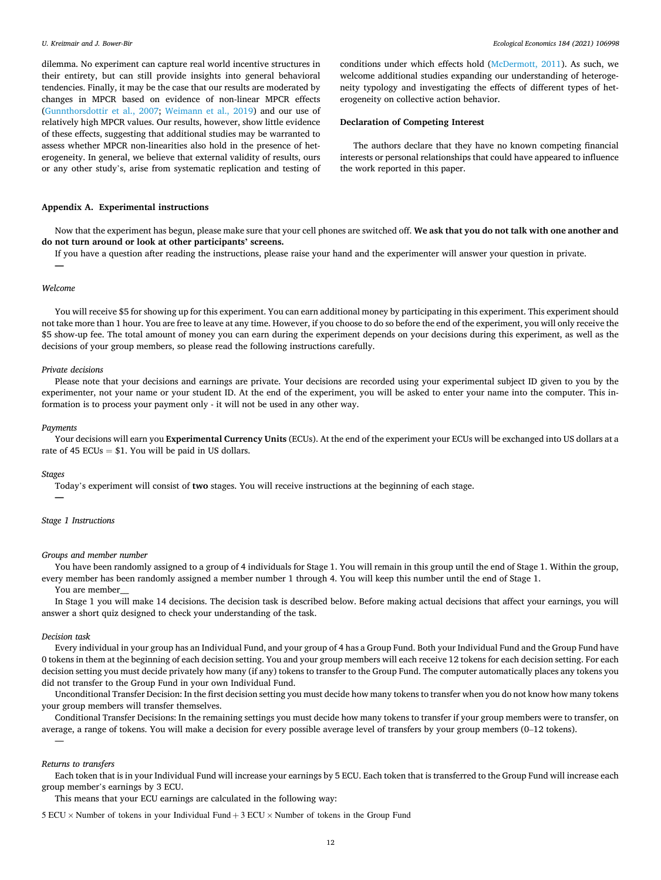dilemma. No experiment can capture real world incentive structures in their entirety, but can still provide insights into general behavioral tendencies. Finally, it may be the case that our results are moderated by changes in MPCR based on evidence of non-linear MPCR effects (Gunnthorsdottir et al., 2007; Weimann et al., 2019) and our use of relatively high MPCR values. Our results, however, show little evidence of these effects, suggesting that additional studies may be warranted to assess whether MPCR non-linearities also hold in the presence of heterogeneity. In general, we believe that external validity of results, ours or any other study's, arise from systematic replication and testing of conditions under which effects hold (McDermott, 2011). As such, we welcome additional studies expanding our understanding of heterogeneity typology and investigating the effects of different types of heterogeneity on collective action behavior.

## Declaration of Competing Interest

The authors declare that they have no known competing financial interests or personal relationships that could have appeared to influence the work reported in this paper.

## Appendix A. Experimental instructions

Now that the experiment has begun, please make sure that your cell phones are switched off. **We ask that you do not talk with one another and do not turn around or look at other participants' screens.**

If you have a question after reading the instructions, please raise your hand and the experimenter will answer your question in private.

—

*Welcome*

You will receive $5 for showing up for this experiment. You can earn additional money by participating in this experiment. This experiment should not take more than 1 hour. You are free to leave at any time. However, if you choose to do so before the end of the experiment, you will only receive the $5 show-up fee. The total amount of money you can earn during the experiment depends on your decisions during this experiment, as well as the decisions of your group members, so please read the following instructions carefully.

*Private decisions*

Please note that your decisions and earnings are private. Your decisions are recorded using your experimental subject ID given to you by the experimenter, not your name or your student ID. At the end of the experiment, you will be asked to enter your name into the computer. This information is to process your payment only - it will not be used in any other way.

*Payments*

Your decisions will earn you **Experimental Currency Units** (ECUs). At the end of the experiment your ECUs will be exchanged into US dollars at a rate of 45 ECUs = $1. You will be paid in US dollars.

*Stages*

Today's experiment will consist of **two** stages. You will receive instructions at the beginning of each stage.

—

*Stage 1 Instructions*

*Groups and member number*

You have been randomly assigned to a group of 4 individuals for Stage 1. You will remain in this group until the end of Stage 1. Within the group, every member has been randomly assigned a member number 1 through 4. You will keep this number until the end of Stage 1.

You are member__

In Stage 1 you will make 14 decisions. The decision task is described below. Before making actual decisions that affect your earnings, you will answer a short quiz designed to check your understanding of the task.

*Decision task*

Every individual in your group has an Individual Fund, and your group of 4 has a Group Fund. Both your Individual Fund and the Group Fund have 0 tokens in them at the beginning of each decision setting. You and your group members will each receive 12 tokens for each decision setting. For each decision setting you must decide privately how many (if any) tokens to transfer to the Group Fund. The computer automatically places any tokens you did not transfer to the Group Fund in your own Individual Fund.

Unconditional Transfer Decision: In the first decision setting you must decide how many tokens to transfer when you do not know how many tokens your group members will transfer themselves.

Conditional Transfer Decisions: In the remaining settings you must decide how many tokens to transfer if your group members were to transfer, on average, a range of tokens. You will make a decision for every possible average level of transfers by your group members (0–12 tokens).

—

*Returns to transfers*

Each token that is in your Individual Fund will increase your earnings by 5 ECU. Each token that is transferred to the Group Fund will increase each group member's earnings by 3 ECU.

This means that your ECU earnings are calculated in the following way:

$$5 \text{ ECU} \times \text{Number of tokens in your Individual Fund} + 3 \text{ ECU} \times \text{Number of tokens in the Group Fund}$$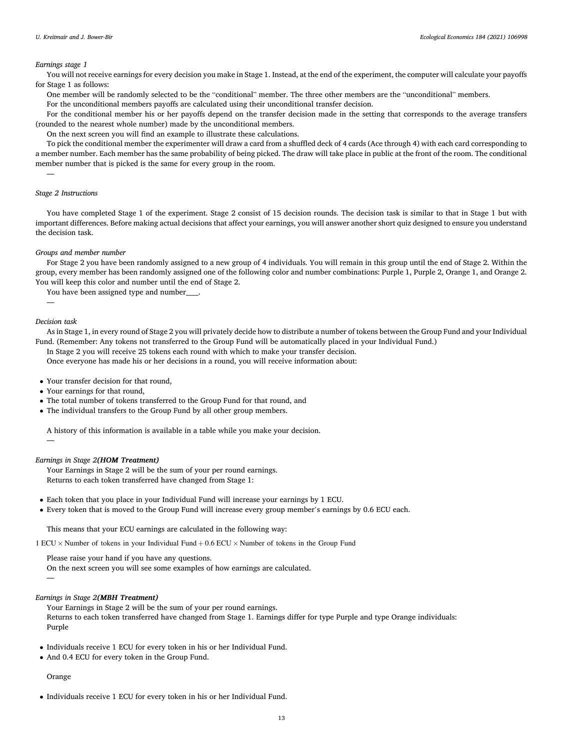*Earnings stage 1*

You will not receive earnings for every decision you make in Stage 1. Instead, at the end of the experiment, the computer will calculate your payoffs for Stage 1 as follows:

One member will be randomly selected to be the "conditional" member. The three other members are the "unconditional" members.

For the unconditional members payoffs are calculated using their unconditional transfer decision.

For the conditional member his or her payoffs depend on the transfer decision made in the setting that corresponds to the average transfers (rounded to the nearest whole number) made by the unconditional members.

On the next screen you will find an example to illustrate these calculations.

To pick the conditional member the experimenter will draw a card from a shuffled deck of 4 cards (Ace through 4) with each card corresponding to a member number. Each member has the same probability of being picked. The draw will take place in public at the front of the room. The conditional member number that is picked is the same for every group in the room.

—

*Stage 2 Instructions*

You have completed Stage 1 of the experiment. Stage 2 consist of 15 decision rounds. The decision task is similar to that in Stage 1 but with important differences. Before making actual decisions that affect your earnings, you will answer another short quiz designed to ensure you understand the decision task.

*Groups and member number*

For Stage 2 you have been randomly assigned to a new group of 4 individuals. You will remain in this group until the end of Stage 2. Within the group, every member has been randomly assigned one of the following color and number combinations: Purple 1, Purple 2, Orange 1, and Orange 2. You will keep this color and number until the end of Stage 2.

You have been assigned type and number____.

—

*Decision task*

As in Stage 1, in every round of Stage 2 you will privately decide how to distribute a number of tokens between the Group Fund and your Individual Fund. (Remember: Any tokens not transferred to the Group Fund will be automatically placed in your Individual Fund.)

In Stage 2 you will receive 25 tokens each round with which to make your transfer decision.

Once everyone has made his or her decisions in a round, you will receive information about:

- Your transfer decision for that round,
- Your earnings for that round,
- The total number of tokens transferred to the Group Fund for that round, and
- The individual transfers to the Group Fund by all other group members.

A history of this information is available in a table while you make your decision.

—

*Earnings in Stage 2* ***(HOM Treatment)***

Your Earnings in Stage 2 will be the sum of your per round earnings.

Returns to each token transferred have changed from Stage 1:

- Each token that you place in your Individual Fund will increase your earnings by 1 ECU.
- Every token that is moved to the Group Fund will increase every group member's earnings by 0.6 ECU each.

This means that your ECU earnings are calculated in the following way:

$$1 \text{ ECU} \times \text{Number of tokens in your Individual Fund} + 0.6 \text{ ECU} \times \text{Number of tokens in the Group Fund}$$

Please raise your hand if you have any questions.

On the next screen you will see some examples of how earnings are calculated.

—

*Earnings in Stage 2* ***(MBH Treatment)***

Your Earnings in Stage 2 will be the sum of your per round earnings.

Returns to each token transferred have changed from Stage 1. Earnings differ for type Purple and type Orange individuals:

Purple

- Individuals receive 1 ECU for every token in his or her Individual Fund.
- And 0.4 ECU for every token in the Group Fund.

Orange

- Individuals receive 1 ECU for every token in his or her Individual Fund.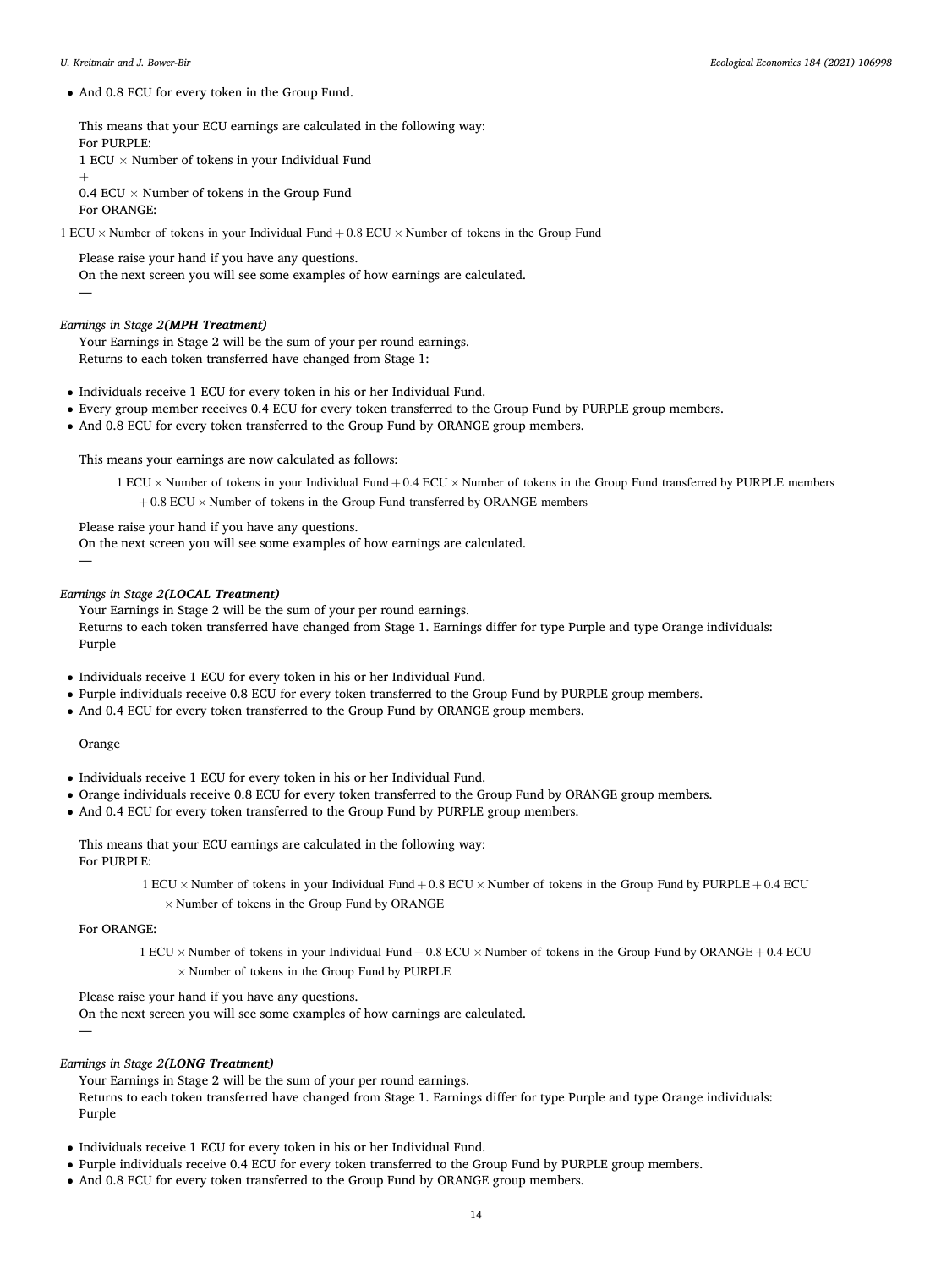- And 0.8 ECU for every token in the Group Fund.

This means that your ECU earnings are calculated in the following way:
For PURPLE:
1 ECU × Number of tokens in your Individual Fund
+
0.4 ECU × Number of tokens in the Group Fund
For ORANGE:

$$1 \text{ ECU} \times \text{Number of tokens in your Individual Fund} + 0.8 \text{ ECU} \times \text{Number of tokens in the Group Fund}$$

Please raise your hand if you have any questions.
On the next screen you will see some examples of how earnings are calculated.
—

*Earnings in Stage 2* ***(MPH Treatment)***

Your Earnings in Stage 2 will be the sum of your per round earnings.
Returns to each token transferred have changed from Stage 1:

- Individuals receive 1 ECU for every token in his or her Individual Fund.
- Every group member receives 0.4 ECU for every token transferred to the Group Fund by PURPLE group members.
- And 0.8 ECU for every token transferred to the Group Fund by ORANGE group members.

This means your earnings are now calculated as follows:

$$1 \text{ ECU} \times \text{Number of tokens in your Individual Fund} + 0.4 \text{ ECU} \times \text{Number of tokens in the Group Fund transferred by PURPLE members} + 0.8 \text{ ECU} \times \text{Number of tokens in the Group Fund transferred by ORANGE members}$$

Please raise your hand if you have any questions.
On the next screen you will see some examples of how earnings are calculated.
—

*Earnings in Stage 2* ***(LOCAL Treatment)***

Your Earnings in Stage 2 will be the sum of your per round earnings.
Returns to each token transferred have changed from Stage 1. Earnings differ for type Purple and type Orange individuals:
Purple

- Individuals receive 1 ECU for every token in his or her Individual Fund.
- Purple individuals receive 0.8 ECU for every token transferred to the Group Fund by PURPLE group members.
- And 0.4 ECU for every token transferred to the Group Fund by ORANGE group members.

Orange

- Individuals receive 1 ECU for every token in his or her Individual Fund.
- Orange individuals receive 0.8 ECU for every token transferred to the Group Fund by ORANGE group members.
- And 0.4 ECU for every token transferred to the Group Fund by PURPLE group members.

This means that your ECU earnings are calculated in the following way:
For PURPLE:

$$1 \text{ ECU} \times \text{Number of tokens in your Individual Fund} + 0.8 \text{ ECU} \times \text{Number of tokens in the Group Fund by PURPLE} + 0.4 \text{ ECU} \times \text{Number of tokens in the Group Fund by ORANGE}$$

For ORANGE:

$$1 \text{ ECU} \times \text{Number of tokens in your Individual Fund} + 0.8 \text{ ECU} \times \text{Number of tokens in the Group Fund by ORANGE} + 0.4 \text{ ECU} \times \text{Number of tokens in the Group Fund by PURPLE}$$

Please raise your hand if you have any questions.
On the next screen you will see some examples of how earnings are calculated.
—

*Earnings in Stage 2* ***(LONG Treatment)***

Your Earnings in Stage 2 will be the sum of your per round earnings.
Returns to each token transferred have changed from Stage 1. Earnings differ for type Purple and type Orange individuals:
Purple

- Individuals receive 1 ECU for every token in his or her Individual Fund.
- Purple individuals receive 0.4 ECU for every token transferred to the Group Fund by PURPLE group members.
- And 0.8 ECU for every token transferred to the Group Fund by ORANGE group members.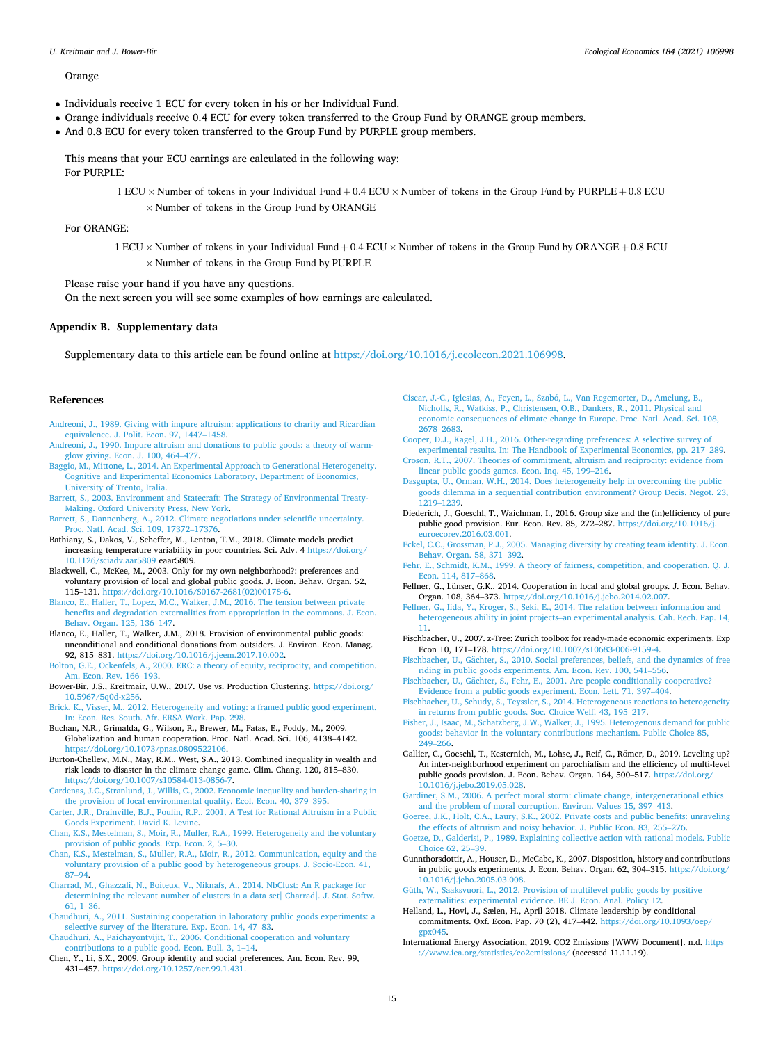Orange

- Individuals receive 1 ECU for every token in his or her Individual Fund.
- Orange individuals receive 0.4 ECU for every token transferred to the Group Fund by ORANGE group members.
- And 0.8 ECU for every token transferred to the Group Fund by PURPLE group members.

This means that your ECU earnings are calculated in the following way:
For PURPLE:

$$1 \text{ ECU} \times \text{Number of tokens in your Individual Fund} + 0.4 \text{ ECU} \times \text{Number of tokens in the Group Fund by PURPLE} + 0.8 \text{ ECU} \times \text{Number of tokens in the Group Fund by ORANGE}$$

For ORANGE:

$$1 \text{ ECU} \times \text{Number of tokens in your Individual Fund} + 0.4 \text{ ECU} \times \text{Number of tokens in the Group Fund by ORANGE} + 0.8 \text{ ECU} \times \text{Number of tokens in the Group Fund by PURPLE}$$

Please raise your hand if you have any questions.
On the next screen you will see some examples of how earnings are calculated.

## Appendix B. Supplementary data

Supplementary data to this article can be found online at https://doi.org/10.1016/j.ecolecon.2021.106998.

## References

Andreoni, J., 1989. Giving with impure altruism: applications to charity and Ricardian equivalence. J. Polit. Econ. 97, 1447–1458.

Andreoni, J., 1990. Impure altruism and donations to public goods: a theory of warm-glow giving. Econ. J. 100, 464–477.

Baggio, M., Mittone, L., 2014. An Experimental Approach to Generational Heterogeneity. Cognitive and Experimental Economics Laboratory, Department of Economics, University of Trento, Italia.

Barrett, S., 2003. Environment and Statecraft: The Strategy of Environmental Treaty-Making. Oxford University Press, New York.

Barrett, S., Dannenberg, A., 2012. Climate negotiations under scientific uncertainty. Proc. Natl. Acad. Sci. 109, 17372–17376.

Bathiany, S., Dakos, V., Scheffer, M., Lenton, T.M., 2018. Climate models predict increasing temperature variability in poor countries. Sci. Adv. 4 https://doi.org/10.1126/sciadv.aar5809 eaar5809.

Blackwell, C., McKee, M., 2003. Only for my own neighborhood?: preferences and voluntary provision of local and global public goods. J. Econ. Behav. Organ. 52, 115–131. https://doi.org/10.1016/S0167-2681(02)00178-6.

Blanco, E., Haller, T., Lopez, M.C., Walker, J.M., 2016. The tension between private benefits and degradation externalities from appropriation in the commons. J. Econ. Behav. Organ. 125, 136–147.

Blanco, E., Haller, T., Walker, J.M., 2018. Provision of environmental public goods: unconditional and conditional donations from outsiders. J. Environ. Econ. Manag. 92, 815–831. https://doi.org/10.1016/j.jeem.2017.10.002.

Bolton, G.E., Ockenfels, A., 2000. ERC: a theory of equity, reciprocity, and competition. Am. Econ. Rev. 166–193.

Bower-Bir, J.S., Kreitmair, U.W., 2017. Use vs. Production Clustering. https://doi.org/10.5967/5q0d-x256.

Brick, K., Visser, M., 2012. Heterogeneity and voting: a framed public good experiment. In: Econ. Res. South. Afr. ERSA Work. Pap. 298.

Buchan, N.R., Grimalda, G., Wilson, R., Brewer, M., Fatas, E., Foddy, M., 2009. Globalization and human cooperation. Proc. Natl. Acad. Sci. 106, 4138–4142. https://doi.org/10.1073/pnas.0809522106.

Burton-Chellew, M.N., May, R.M., West, S.A., 2013. Combined inequality in wealth and risk leads to disaster in the climate change game. Clim. Chang. 120, 815–830. https://doi.org/10.1007/s10584-013-0856-7.

Cardenas, J.C., Stranlund, J., Willis, C., 2002. Economic inequality and burden-sharing in the provision of local environmental quality. Ecol. Econ. 40, 379–395.

Carter, J.R., Drainville, B.J., Poulin, R.P., 2001. A Test for Rational Altruism in a Public Goods Experiment. David K. Levine.

Chan, K.S., Mestelman, S., Moir, R., Muller, R.A., 1999. Heterogeneity and the voluntary provision of public goods. Exp. Econ. 2, 5–30.

Chan, K.S., Mestelman, S., Muller, R.A., Moir, R., 2012. Communication, equity and the voluntary provision of a public good by heterogeneous groups. J. Socio-Econ. 41, 87–94.

Charrad, M., Ghazzali, N., Boiteux, V., Niknafs, A., 2014. NbClust: An R package for determining the relevant number of clusters in a data set| Charrad|. J. Stat. Softw. 61, 1–36.

Chaudhuri, A., 2011. Sustaining cooperation in laboratory public goods experiments: a selective survey of the literature. Exp. Econ. 14, 47–83.

Chaudhuri, A., Paichayontvijit, T., 2006. Conditional cooperation and voluntary contributions to a public good. Econ. Bull. 3, 1–14.

Chen, Y., Li, S.X., 2009. Group identity and social preferences. Am. Econ. Rev. 99, 431–457. https://doi.org/10.1257/aer.99.1.431.

Ciscar, J.-C., Iglesias, A., Feyen, L., Szabó, L., Van Regemorter, D., Amelung, B., Nicholls, R., Watkiss, P., Christensen, O.B., Dankers, R., 2011. Physical and economic consequences of climate change in Europe. Proc. Natl. Acad. Sci. 108, 2678–2683.

Cooper, D.J., Kagel, J.H., 2016. Other-regarding preferences: A selective survey of experimental results. In: The Handbook of Experimental Economics, pp. 217–289.

Croson, R.T., 2007. Theories of commitment, altruism and reciprocity: evidence from linear public goods games. Econ. Inq. 45, 199–216.

Dasgupta, U., Orman, W.H., 2014. Does heterogeneity help in overcoming the public goods dilemma in a sequential contribution environment? Group Decis. Negot. 23, 1219–1239.

Diederich, J., Goeschl, T., Waichman, I., 2016. Group size and the (in)efficiency of pure public good provision. Eur. Econ. Rev. 85, 272–287. https://doi.org/10.1016/j.euroecorev.2016.03.001.

Eckel, C.C., Grossman, P.J., 2005. Managing diversity by creating team identity. J. Econ. Behav. Organ. 58, 371–392.

Fehr, E., Schmidt, K.M., 1999. A theory of fairness, competition, and cooperation. Q. J. Econ. 114, 817–868.

Fellner, G., Lünser, G.K., 2014. Cooperation in local and global groups. J. Econ. Behav. Organ. 108, 364–373. https://doi.org/10.1016/j.jebo.2014.02.007.

Fellner, G., Iida, Y., Kröger, S., Seki, E., 2014. The relation between information and heterogeneous ability in joint projects–an experimental analysis. Cah. Rech. Pap. 14, 11.

Fischbacher, U., 2007. z-Tree: Zurich toolbox for ready-made economic experiments. Exp Econ 10, 171–178. https://doi.org/10.1007/s10683-006-9159-4.

Fischbacher, U., Gächter, S., 2010. Social preferences, beliefs, and the dynamics of free riding in public goods experiments. Am. Econ. Rev. 100, 541–556.

Fischbacher, U., Gächter, S., Fehr, E., 2001. Are people conditionally cooperative? Evidence from a public goods experiment. Econ. Lett. 71, 397–404.

Fischbacher, U., Schudy, S., Teyssier, S., 2014. Heterogeneous reactions to heterogeneity in returns from public goods. Soc. Choice Welf. 43, 195–217.

Fisher, J., Isaac, M., Schatzberg, J.W., Walker, J., 1995. Heterogenous demand for public goods: behavior in the voluntary contributions mechanism. Public Choice 85, 249–266.

Gallier, C., Goeschl, T., Kesternich, M., Lohse, J., Reif, C., Römer, D., 2019. Leveling up? An inter-neighborhood experiment on parochialism and the efficiency of multi-level public goods provision. J. Econ. Behav. Organ. 164, 500–517. https://doi.org/10.1016/j.jebo.2019.05.028.

Gardiner, S.M., 2006. A perfect moral storm: climate change, intergenerational ethics and the problem of moral corruption. Environ. Values 15, 397–413.

Goeree, J.K., Holt, C.A., Laury, S.K., 2002. Private costs and public benefits: unraveling the effects of altruism and noisy behavior. J. Public Econ. 83, 255–276.

Goetze, D., Galderisi, P., 1989. Explaining collective action with rational models. Public Choice 62, 25–39.

Gunnthorsdottir, A., Houser, D., McCabe, K., 2007. Disposition, history and contributions in public goods experiments. J. Econ. Behav. Organ. 62, 304–315. https://doi.org/10.1016/j.jebo.2005.03.008.

Güth, W., Sääksvuori, L., 2012. Provision of multilevel public goods by positive externalities: experimental evidence. BE J. Econ. Anal. Policy 12.

Helland, L., Hovi, J., Sælen, H., April 2018. Climate leadership by conditional commitments. Oxf. Econ. Pap. 70 (2), 417–442. https://doi.org/10.1093/oep/gpx045.

International Energy Association, 2019. CO2 Emissions [WWW Document]. n.d. https://www.iea.org/statistics/co2emissions/ (accessed 11.11.19).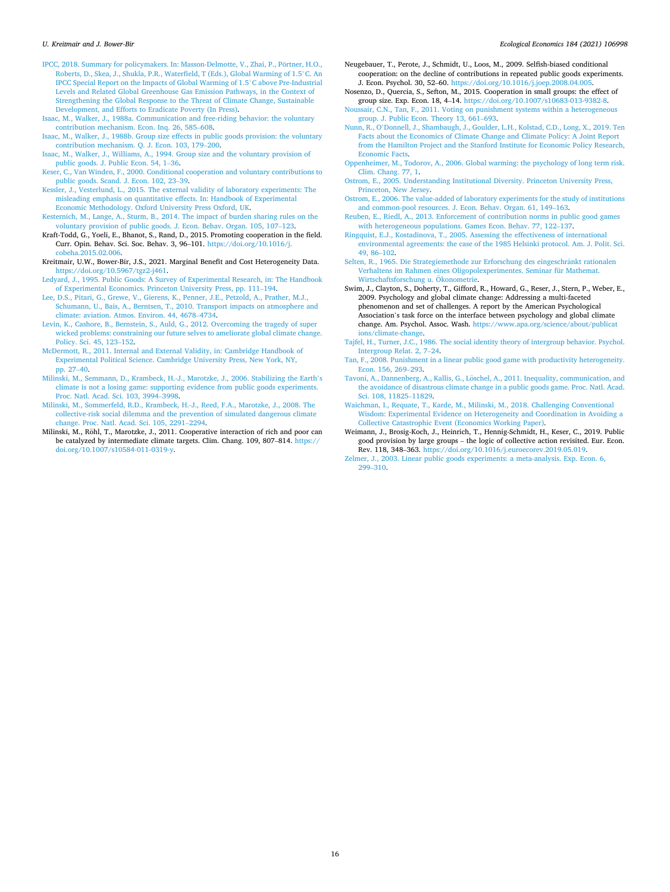IPCC, 2018. Summary for policymakers. In: Masson-Delmotte, V., Zhai, P., Pörtner, H.O., Roberts, D., Skea, J., Shukla, P.R., Waterfield, T (Eds.), Global Warming of 1.5°C. An IPCC Special Report on the Impacts of Global Warming of 1.5°C above Pre-Industrial Levels and Related Global Greenhouse Gas Emission Pathways, in the Context of Strengthening the Global Response to the Threat of Climate Change, Sustainable Development, and Efforts to Eradicate Poverty (In Press).

Isaac, M., Walker, J., 1988a. Communication and free-riding behavior: the voluntary contribution mechanism. Econ. Inq. 26, 585–608.

Isaac, M., Walker, J., 1988b. Group size effects in public goods provision: the voluntary contribution mechanism. Q. J. Econ. 103, 179–200.

Isaac, M., Walker, J., Williams, A., 1994. Group size and the voluntary provision of public goods. J. Public Econ. 54, 1–36.

Keser, C., Van Winden, F., 2000. Conditional cooperation and voluntary contributions to public goods. Scand. J. Econ. 102, 23–39.

Kessler, J., Vesterlund, L., 2015. The external validity of laboratory experiments: The misleading emphasis on quantitative effects. In: Handbook of Experimental Economic Methodology. Oxford University Press Oxford, UK.

Kesternich, M., Lange, A., Sturm, B., 2014. The impact of burden sharing rules on the voluntary provision of public goods. J. Econ. Behav. Organ. 105, 107–123.

Kraft-Todd, G., Yoeli, E., Bhanot, S., Rand, D., 2015. Promoting cooperation in the field. Curr. Opin. Behav. Sci. Soc. Behav. 3, 96–101. https://doi.org/10.1016/j.cobeha.2015.02.006.

Kreitmair, U.W., Bower-Bir, J.S., 2021. Marginal Benefit and Cost Heterogeneity Data. https://doi.org/10.5967/tgz2-j461.

Ledyard, J., 1995. Public Goods: A Survey of Experimental Research, in: The Handbook of Experimental Economics. Princeton University Press, pp. 111–194.

Lee, D.S., Pitari, G., Grewe, V., Gierens, K., Penner, J.E., Petzold, A., Prather, M.J., Schumann, U., Bais, A., Berntsen, T., 2010. Transport impacts on atmosphere and climate: aviation. Atmos. Environ. 44, 4678–4734.

Levin, K., Cashore, B., Bernstein, S., Auld, G., 2012. Overcoming the tragedy of super wicked problems: constraining our future selves to ameliorate global climate change. Policy. Sci. 45, 123–152.

McDermott, R., 2011. Internal and External Validity, in: Cambridge Handbook of Experimental Political Science. Cambridge University Press, New York, NY, pp. 27–40.

Milinski, M., Semmann, D., Krambeck, H.-J., Marotzke, J., 2006. Stabilizing the Earth's climate is not a losing game: supporting evidence from public goods experiments. Proc. Natl. Acad. Sci. 103, 3994–3998.

Milinski, M., Sommerfeld, R.D., Krambeck, H.-J., Reed, F.A., Marotzke, J., 2008. The collective-risk social dilemma and the prevention of simulated dangerous climate change. Proc. Natl. Acad. Sci. 105, 2291–2294.

Milinski, M., Röhl, T., Marotzke, J., 2011. Cooperative interaction of rich and poor can be catalyzed by intermediate climate targets. Clim. Chang. 109, 807–814. https://doi.org/10.1007/s10584-011-0319-y.

Neugebauer, T., Perote, J., Schmidt, U., Loos, M., 2009. Selfish-biased conditional cooperation: on the decline of contributions in repeated public goods experiments. J. Econ. Psychol. 30, 52–60. https://doi.org/10.1016/j.joep.2008.04.005.

Nosenzo, D., Quercia, S., Sefton, M., 2015. Cooperation in small groups: the effect of group size. Exp. Econ. 18, 4–14. https://doi.org/10.1007/s10683-013-9382-8.

Noussair, C.N., Tan, F., 2011. Voting on punishment systems within a heterogeneous group. J. Public Econ. Theory 13, 661–693.

Nunn, R., O'Donnell, J., Shambaugh, J., Goulder, L.H., Kolstad, C.D., Long, X., 2019. Ten Facts about the Economics of Climate Change and Climate Policy: A Joint Report from the Hamilton Project and the Stanford Institute for Economic Policy Research, Economic Facts.

Oppenheimer, M., Todorov, A., 2006. Global warming: the psychology of long term risk. Clim. Chang. 77, 1.

Ostrom, E., 2005. Understanding Institutional Diversity. Princeton University Press, Princeton, New Jersey.

Ostrom, E., 2006. The value-added of laboratory experiments for the study of institutions and common-pool resources. J. Econ. Behav. Organ. 61, 149–163.

Reuben, E., Riedl, A., 2013. Enforcement of contribution norms in public good games with heterogeneous populations. Games Econ. Behav. 77, 122–137.

Ringquist, E.J., Kostadinova, T., 2005. Assessing the effectiveness of international environmental agreements: the case of the 1985 Helsinki protocol. Am. J. Polit. Sci. 49, 86–102.

Selten, R., 1965. Die Strategiemethode zur Erforschung des eingeschränkt rationalen Verhaltens im Rahmen eines Oligopolexperimentes. Seminar für Mathemat. Wirtschaftsforschung u. Ökonometrie.

Swim, J., Clayton, S., Doherty, T., Gifford, R., Howard, G., Reser, J., Stern, P., Weber, E., 2009. Psychology and global climate change: Addressing a multi-faceted phenomenon and set of challenges. A report by the American Psychological Association's task force on the interface between psychology and global climate change. Am. Psychol. Assoc. Wash. https://www.apa.org/science/about/publications/climate-change.

Tajfel, H., Turner, J.C., 1986. The social identity theory of intergroup behavior. Psychol. Intergroup Relat. 2, 7–24.

Tan, F., 2008. Punishment in a linear public good game with productivity heterogeneity. Econ. 156, 269–293.

Tavoni, A., Dannenberg, A., Kallis, G., Löschel, A., 2011. Inequality, communication, and the avoidance of disastrous climate change in a public goods game. Proc. Natl. Acad. Sci. 108, 11825–11829.

Waichman, I., Requate, T., Karde, M., Milinski, M., 2018. Challenging Conventional Wisdom: Experimental Evidence on Heterogeneity and Coordination in Avoiding a Collective Catastrophic Event (Economics Working Paper).

Weimann, J., Brosig-Koch, J., Heinrich, T., Hennig-Schmidt, H., Keser, C., 2019. Public good provision by large groups – the logic of collective action revisited. Eur. Econ. Rev. 118, 348–363. https://doi.org/10.1016/j.euroecorev.2019.05.019.

Zelmer, J., 2003. Linear public goods experiments: a meta-analysis. Exp. Econ. 6, 299–310.